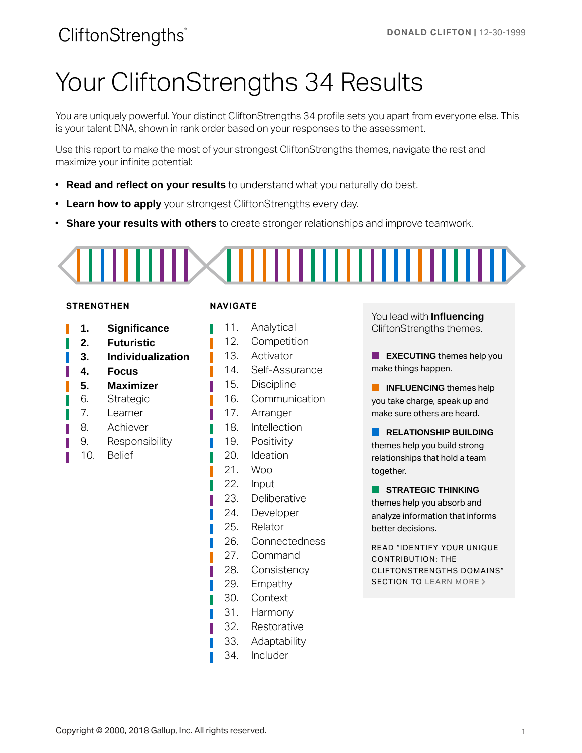CliftonStrengths®

**DONALD CLIFTON** | 12-30-1999

# Your CliftonStrengths 34 Results

You are uniquely powerful. Your distinct CliftonStrengths 34 profile sets you apart from everyone else. This is your talent DNA, shown in rank order based on your responses to the assessment.

Use this report to make the most of your strongest CliftonStrengths themes, navigate the rest and maximize your infinite potential:

- **Read and reflect on your results** to understand what you naturally do best.
- **Learn how to apply** your strongest CliftonStrengths every day.
- **Share your results with others** to create stronger relationships and improve teamwork.

### STRENGTHEN

1. **Significance**
2. **Futuristic**
3. **Individualization**
4. **Focus**
5. **Maximizer**
6. Strategic
7. Learner
8. Achiever
9. Responsibility
10. Belief

### NAVIGATE

11. Analytical
12. Competition
13. Activator
14. Self-Assurance
15. Discipline
16. Communication
17. Arranger
18. Intellection
19. Positivity
20. Ideation
21. Woo
22. Input
23. Deliberative
24. Developer
25. Relator
26. Connectedness
27. Command
28. Consistency
29. Empathy
30. Context
31. Harmony
32. Restorative
33. Adaptability
34. Includer

You lead with **Influencing** CliftonStrengths themes.

**EXECUTING** themes help you make things happen.

**INFLUENCING** themes help you take charge, speak up and make sure others are heard.

**RELATIONSHIP BUILDING** themes help you build strong relationships that hold a team together.

**STRATEGIC THINKING** themes help you absorb and analyze information that informs better decisions.

READ "IDENTIFY YOUR UNIQUE CONTRIBUTION: THE CLIFTONSTRENGTHS DOMAINS" SECTION TO LEARN MORE >

Copyright © 2000, 2018 Gallup, Inc. All rights reserved.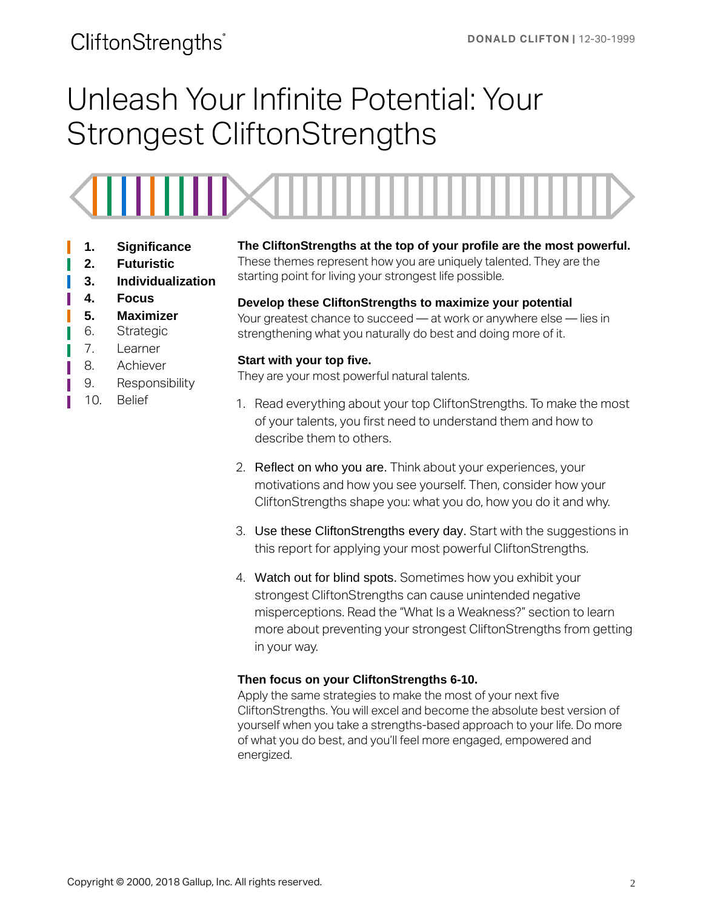# Unleash Your Infinite Potential: Your Strongest CliftonStrengths

1. **Significance**
2. **Futuristic**
3. **Individualization**
4. **Focus**
5. **Maximizer**
6. Strategic
7. Learner
8. Achiever
9. Responsibility
10. Belief

**The CliftonStrengths at the top of your profile are the most powerful.**
These themes represent how you are uniquely talented. They are the starting point for living your strongest life possible.

**Develop these CliftonStrengths to maximize your potential**
Your greatest chance to succeed — at work or anywhere else — lies in strengthening what you naturally do best and doing more of it.

**Start with your top five.**
They are your most powerful natural talents.

1. Read everything about your top CliftonStrengths. To make the most of your talents, you first need to understand them and how to describe them to others.
2. Reflect on who you are. Think about your experiences, your motivations and how you see yourself. Then, consider how your CliftonStrengths shape you: what you do, how you do it and why.
3. Use these CliftonStrengths every day. Start with the suggestions in this report for applying your most powerful CliftonStrengths.
4. Watch out for blind spots. Sometimes how you exhibit your strongest CliftonStrengths can cause unintended negative misperceptions. Read the "What Is a Weakness?" section to learn more about preventing your strongest CliftonStrengths from getting in your way.

**Then focus on your CliftonStrengths 6-10.**
Apply the same strategies to make the most of your next five CliftonStrengths. You will excel and become the absolute best version of yourself when you take a strengths-based approach to your life. Do more of what you do best, and you'll feel more engaged, empowered and energized.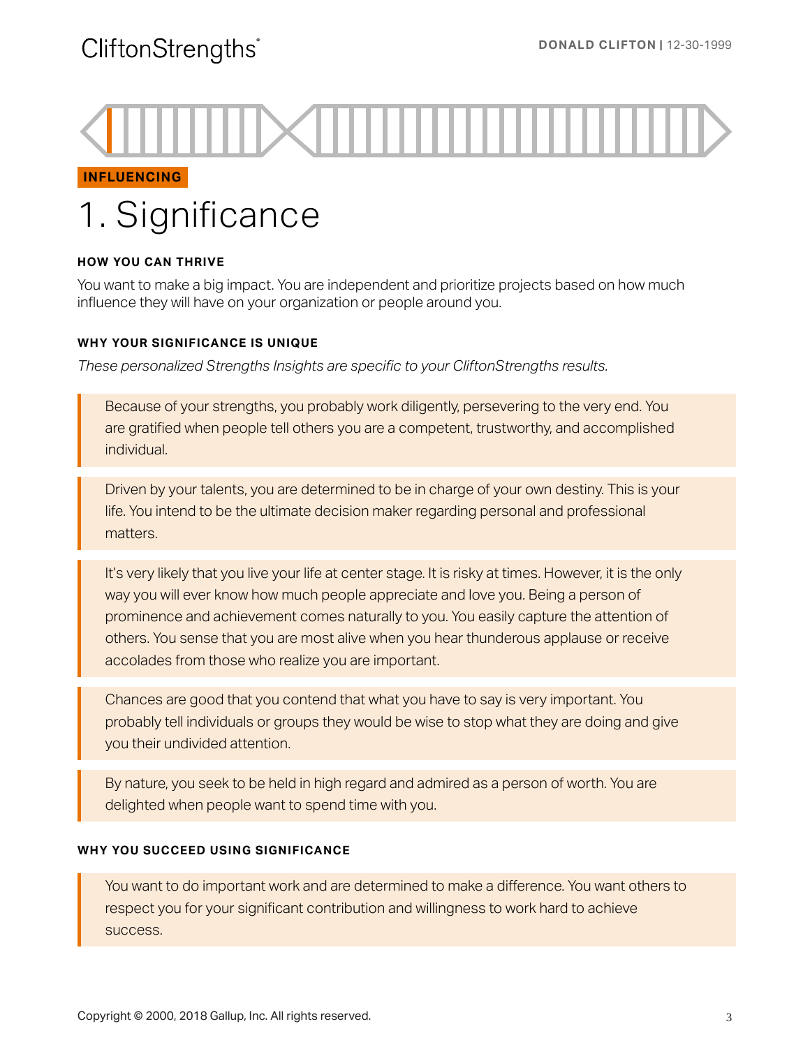INFLUENCING

# 1. Significance

### HOW YOU CAN THRIVE

You want to make a big impact. You are independent and prioritize projects based on how much influence they will have on your organization or people around you.

### WHY YOUR SIGNIFICANCE IS UNIQUE

*These personalized Strengths Insights are specific to your CliftonStrengths results.*

Because of your strengths, you probably work diligently, persevering to the very end. You are gratified when people tell others you are a competent, trustworthy, and accomplished individual.

Driven by your talents, you are determined to be in charge of your own destiny. This is your life. You intend to be the ultimate decision maker regarding personal and professional matters.

It's very likely that you live your life at center stage. It is risky at times. However, it is the only way you will ever know how much people appreciate and love you. Being a person of prominence and achievement comes naturally to you. You easily capture the attention of others. You sense that you are most alive when you hear thunderous applause or receive accolades from those who realize you are important.

Chances are good that you contend that what you have to say is very important. You probably tell individuals or groups they would be wise to stop what they are doing and give you their undivided attention.

By nature, you seek to be held in high regard and admired as a person of worth. You are delighted when people want to spend time with you.

### WHY YOU SUCCEED USING SIGNIFICANCE

You want to do important work and are determined to make a difference. You want others to respect you for your significant contribution and willingness to work hard to achieve success.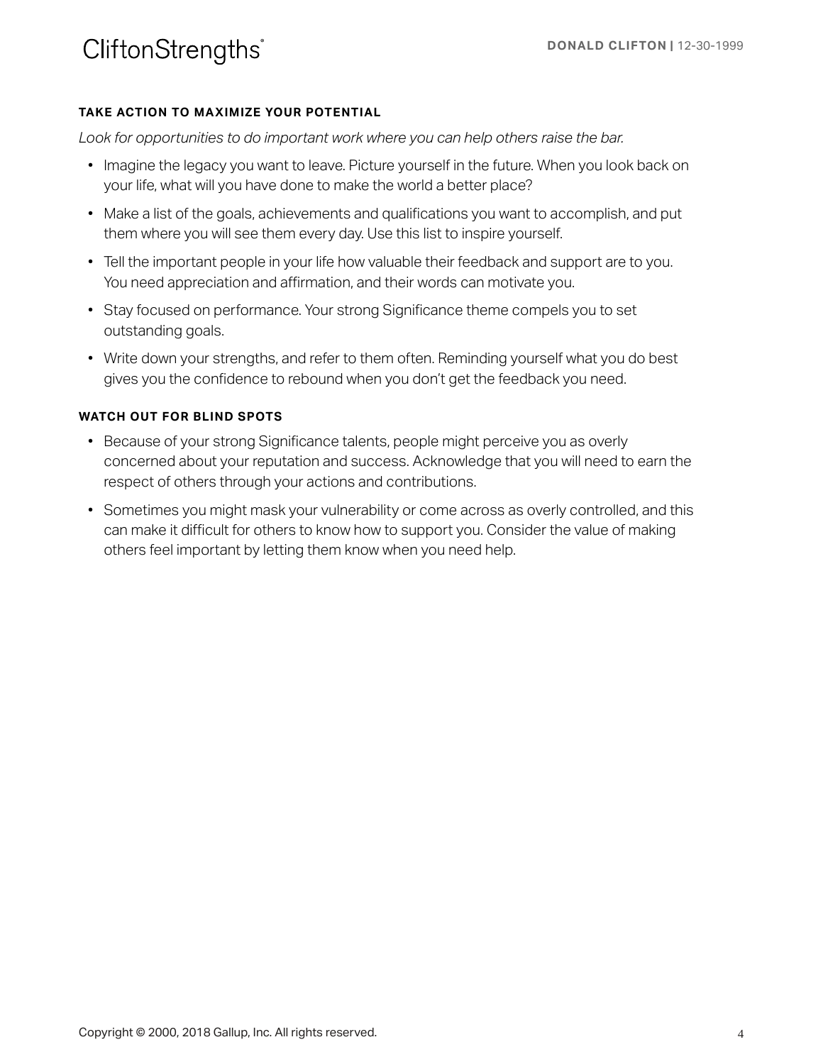### TAKE ACTION TO MAXIMIZE YOUR POTENTIAL

*Look for opportunities to do important work where you can help others raise the bar.*

- Imagine the legacy you want to leave. Picture yourself in the future. When you look back on your life, what will you have done to make the world a better place?
- Make a list of the goals, achievements and qualifications you want to accomplish, and put them where you will see them every day. Use this list to inspire yourself.
- Tell the important people in your life how valuable their feedback and support are to you. You need appreciation and affirmation, and their words can motivate you.
- Stay focused on performance. Your strong Significance theme compels you to set outstanding goals.
- Write down your strengths, and refer to them often. Reminding yourself what you do best gives you the confidence to rebound when you don't get the feedback you need.

### WATCH OUT FOR BLIND SPOTS

- Because of your strong Significance talents, people might perceive you as overly concerned about your reputation and success. Acknowledge that you will need to earn the respect of others through your actions and contributions.
- Sometimes you might mask your vulnerability or come across as overly controlled, and this can make it difficult for others to know how to support you. Consider the value of making others feel important by letting them know when you need help.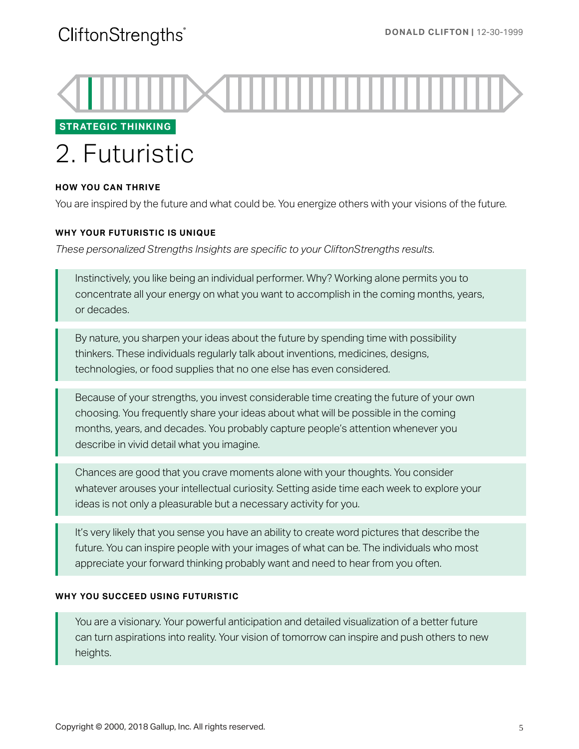STRATEGIC THINKING

# 2. Futuristic

#### HOW YOU CAN THRIVE

You are inspired by the future and what could be. You energize others with your visions of the future.

#### WHY YOUR FUTURISTIC IS UNIQUE

*These personalized Strengths Insights are specific to your CliftonStrengths results.*

> Instinctively, you like being an individual performer. Why? Working alone permits you to concentrate all your energy on what you want to accomplish in the coming months, years, or decades.

> By nature, you sharpen your ideas about the future by spending time with possibility thinkers. These individuals regularly talk about inventions, medicines, designs, technologies, or food supplies that no one else has even considered.

> Because of your strengths, you invest considerable time creating the future of your own choosing. You frequently share your ideas about what will be possible in the coming months, years, and decades. You probably capture people's attention whenever you describe in vivid detail what you imagine.

> Chances are good that you crave moments alone with your thoughts. You consider whatever arouses your intellectual curiosity. Setting aside time each week to explore your ideas is not only a pleasurable but a necessary activity for you.

> It's very likely that you sense you have an ability to create word pictures that describe the future. You can inspire people with your images of what can be. The individuals who most appreciate your forward thinking probably want and need to hear from you often.

#### WHY YOU SUCCEED USING FUTURISTIC

> You are a visionary. Your powerful anticipation and detailed visualization of a better future can turn aspirations into reality. Your vision of tomorrow can inspire and push others to new heights.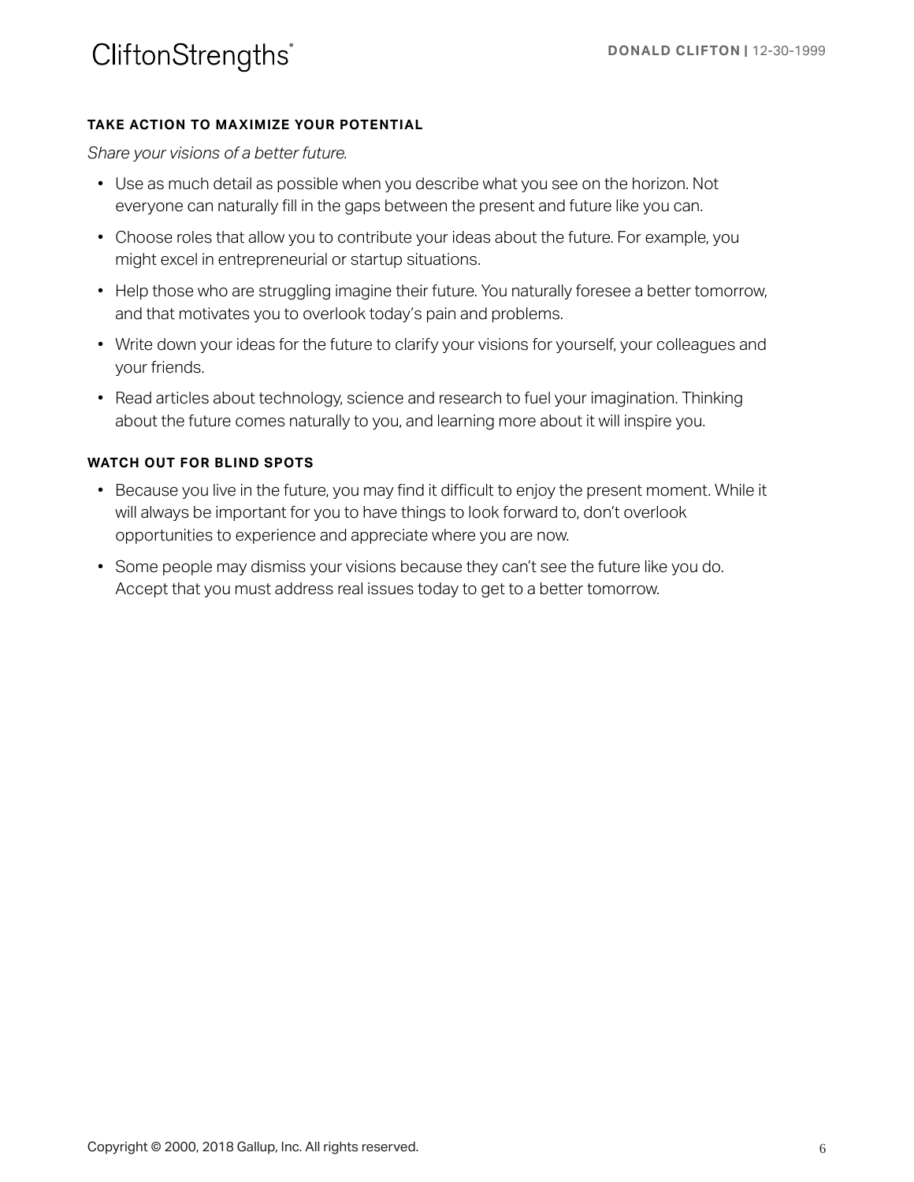### TAKE ACTION TO MAXIMIZE YOUR POTENTIAL

*Share your visions of a better future.*

- Use as much detail as possible when you describe what you see on the horizon. Not everyone can naturally fill in the gaps between the present and future like you can.
- Choose roles that allow you to contribute your ideas about the future. For example, you might excel in entrepreneurial or startup situations.
- Help those who are struggling imagine their future. You naturally foresee a better tomorrow, and that motivates you to overlook today's pain and problems.
- Write down your ideas for the future to clarify your visions for yourself, your colleagues and your friends.
- Read articles about technology, science and research to fuel your imagination. Thinking about the future comes naturally to you, and learning more about it will inspire you.

### WATCH OUT FOR BLIND SPOTS

- Because you live in the future, you may find it difficult to enjoy the present moment. While it will always be important for you to have things to look forward to, don't overlook opportunities to experience and appreciate where you are now.
- Some people may dismiss your visions because they can't see the future like you do. Accept that you must address real issues today to get to a better tomorrow.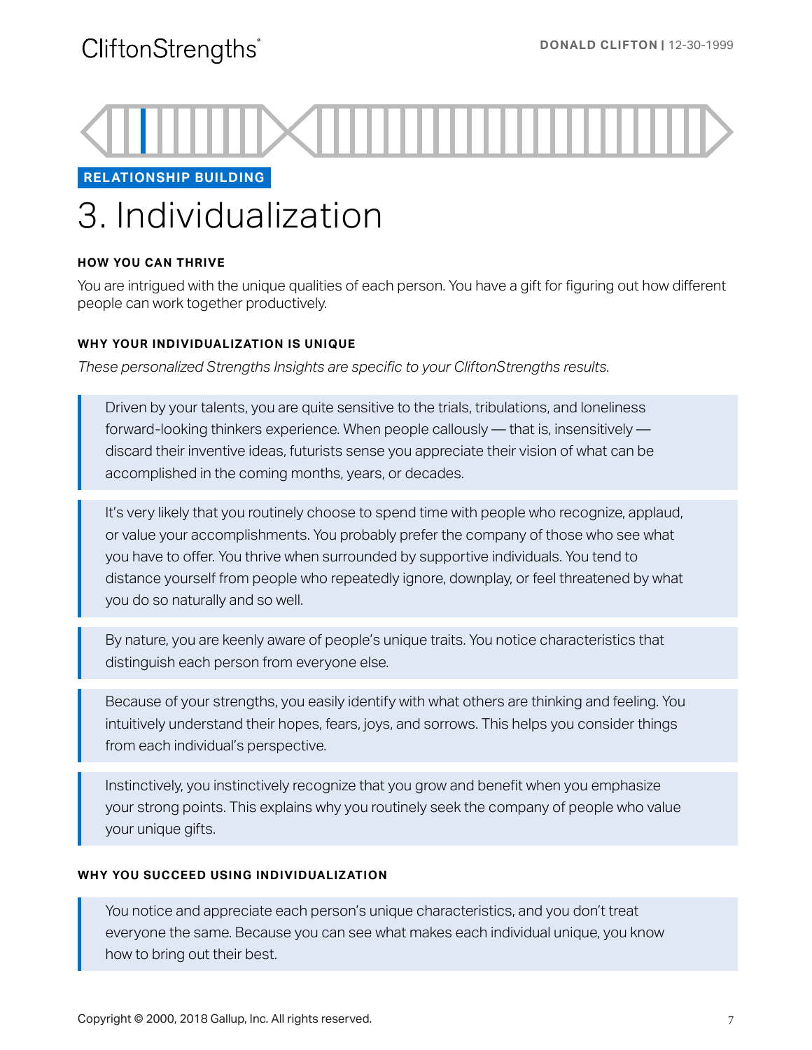RELATIONSHIP BUILDING

# 3. Individualization

#### HOW YOU CAN THRIVE

You are intrigued with the unique qualities of each person. You have a gift for figuring out how different people can work together productively.

#### WHY YOUR INDIVIDUALIZATION IS UNIQUE

*These personalized Strengths Insights are specific to your CliftonStrengths results.*

> Driven by your talents, you are quite sensitive to the trials, tribulations, and loneliness forward-looking thinkers experience. When people callously — that is, insensitively — discard their inventive ideas, futurists sense you appreciate their vision of what can be accomplished in the coming months, years, or decades.

> It's very likely that you routinely choose to spend time with people who recognize, applaud, or value your accomplishments. You probably prefer the company of those who see what you have to offer. You thrive when surrounded by supportive individuals. You tend to distance yourself from people who repeatedly ignore, downplay, or feel threatened by what you do so naturally and so well.

> By nature, you are keenly aware of people's unique traits. You notice characteristics that distinguish each person from everyone else.

> Because of your strengths, you easily identify with what others are thinking and feeling. You intuitively understand their hopes, fears, joys, and sorrows. This helps you consider things from each individual's perspective.

> Instinctively, you instinctively recognize that you grow and benefit when you emphasize your strong points. This explains why you routinely seek the company of people who value your unique gifts.

#### WHY YOU SUCCEED USING INDIVIDUALIZATION

> You notice and appreciate each person's unique characteristics, and you don't treat everyone the same. Because you can see what makes each individual unique, you know how to bring out their best.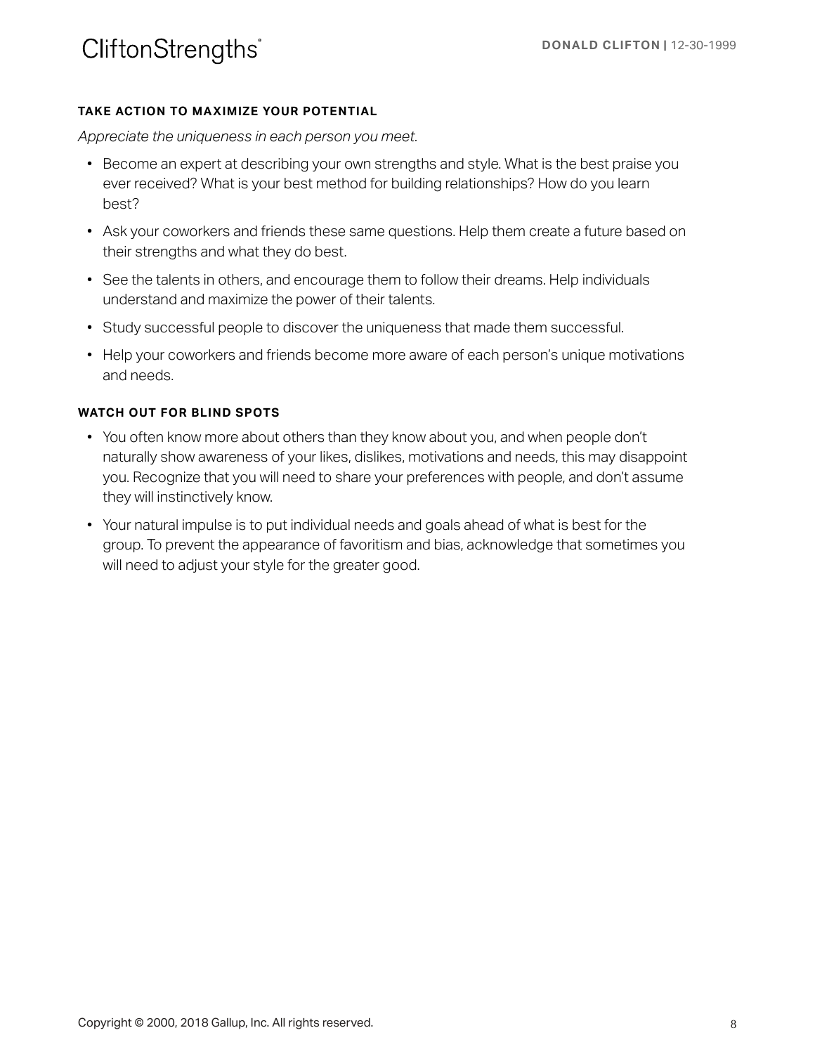### TAKE ACTION TO MAXIMIZE YOUR POTENTIAL

*Appreciate the uniqueness in each person you meet.*

- Become an expert at describing your own strengths and style. What is the best praise you ever received? What is your best method for building relationships? How do you learn best?
- Ask your coworkers and friends these same questions. Help them create a future based on their strengths and what they do best.
- See the talents in others, and encourage them to follow their dreams. Help individuals understand and maximize the power of their talents.
- Study successful people to discover the uniqueness that made them successful.
- Help your coworkers and friends become more aware of each person's unique motivations and needs.

### WATCH OUT FOR BLIND SPOTS

- You often know more about others than they know about you, and when people don't naturally show awareness of your likes, dislikes, motivations and needs, this may disappoint you. Recognize that you will need to share your preferences with people, and don't assume they will instinctively know.
- Your natural impulse is to put individual needs and goals ahead of what is best for the group. To prevent the appearance of favoritism and bias, acknowledge that sometimes you will need to adjust your style for the greater good.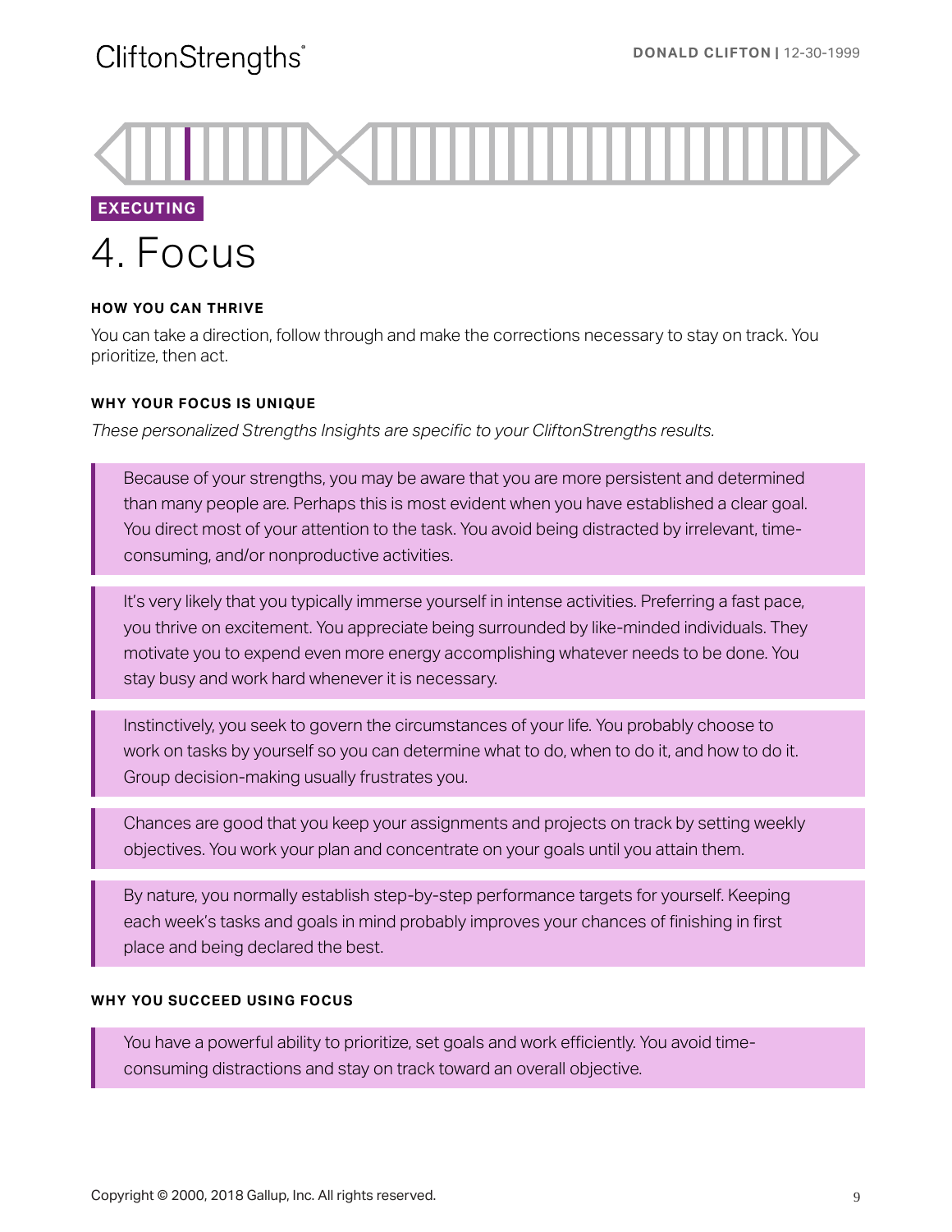EXECUTING

# 4. Focus

#### HOW YOU CAN THRIVE

You can take a direction, follow through and make the corrections necessary to stay on track. You prioritize, then act.

#### WHY YOUR FOCUS IS UNIQUE

*These personalized Strengths Insights are specific to your CliftonStrengths results.*

Because of your strengths, you may be aware that you are more persistent and determined than many people are. Perhaps this is most evident when you have established a clear goal. You direct most of your attention to the task. You avoid being distracted by irrelevant, time-consuming, and/or nonproductive activities.

It's very likely that you typically immerse yourself in intense activities. Preferring a fast pace, you thrive on excitement. You appreciate being surrounded by like-minded individuals. They motivate you to expend even more energy accomplishing whatever needs to be done. You stay busy and work hard whenever it is necessary.

Instinctively, you seek to govern the circumstances of your life. You probably choose to work on tasks by yourself so you can determine what to do, when to do it, and how to do it. Group decision-making usually frustrates you.

Chances are good that you keep your assignments and projects on track by setting weekly objectives. You work your plan and concentrate on your goals until you attain them.

By nature, you normally establish step-by-step performance targets for yourself. Keeping each week's tasks and goals in mind probably improves your chances of finishing in first place and being declared the best.

#### WHY YOU SUCCEED USING FOCUS

You have a powerful ability to prioritize, set goals and work efficiently. You avoid time-consuming distractions and stay on track toward an overall objective.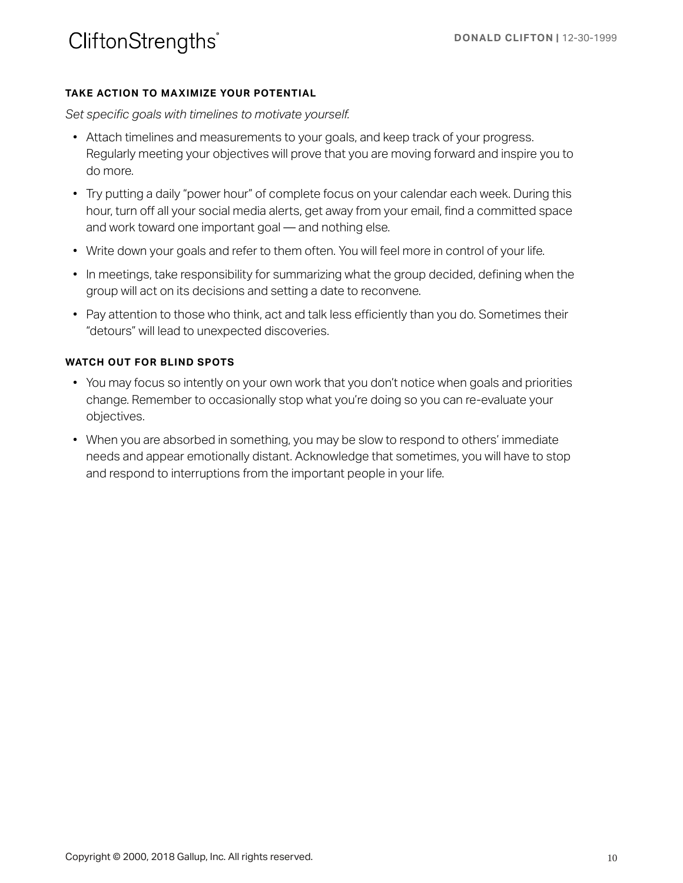### TAKE ACTION TO MAXIMIZE YOUR POTENTIAL

*Set specific goals with timelines to motivate yourself.*

- Attach timelines and measurements to your goals, and keep track of your progress. Regularly meeting your objectives will prove that you are moving forward and inspire you to do more.
- Try putting a daily "power hour" of complete focus on your calendar each week. During this hour, turn off all your social media alerts, get away from your email, find a committed space and work toward one important goal — and nothing else.
- Write down your goals and refer to them often. You will feel more in control of your life.
- In meetings, take responsibility for summarizing what the group decided, defining when the group will act on its decisions and setting a date to reconvene.
- Pay attention to those who think, act and talk less efficiently than you do. Sometimes their "detours" will lead to unexpected discoveries.

### WATCH OUT FOR BLIND SPOTS

- You may focus so intently on your own work that you don't notice when goals and priorities change. Remember to occasionally stop what you're doing so you can re-evaluate your objectives.
- When you are absorbed in something, you may be slow to respond to others' immediate needs and appear emotionally distant. Acknowledge that sometimes, you will have to stop and respond to interruptions from the important people in your life.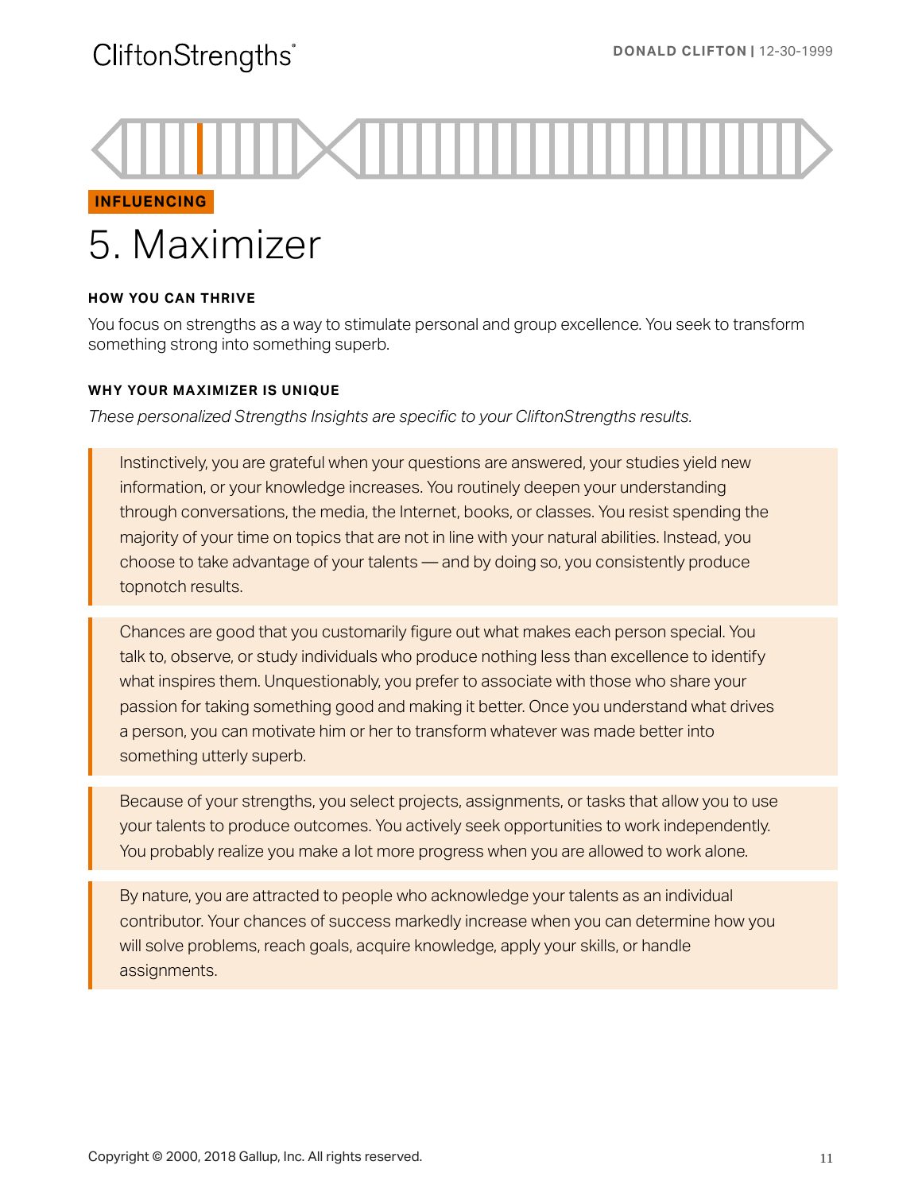INFLUENCING

# 5. Maximizer

#### HOW YOU CAN THRIVE

You focus on strengths as a way to stimulate personal and group excellence. You seek to transform something strong into something superb.

#### WHY YOUR MAXIMIZER IS UNIQUE

*These personalized Strengths Insights are specific to your CliftonStrengths results.*

Instinctively, you are grateful when your questions are answered, your studies yield new information, or your knowledge increases. You routinely deepen your understanding through conversations, the media, the Internet, books, or classes. You resist spending the majority of your time on topics that are not in line with your natural abilities. Instead, you choose to take advantage of your talents — and by doing so, you consistently produce topnotch results.

Chances are good that you customarily figure out what makes each person special. You talk to, observe, or study individuals who produce nothing less than excellence to identify what inspires them. Unquestionably, you prefer to associate with those who share your passion for taking something good and making it better. Once you understand what drives a person, you can motivate him or her to transform whatever was made better into something utterly superb.

Because of your strengths, you select projects, assignments, or tasks that allow you to use your talents to produce outcomes. You actively seek opportunities to work independently. You probably realize you make a lot more progress when you are allowed to work alone.

By nature, you are attracted to people who acknowledge your talents as an individual contributor. Your chances of success markedly increase when you can determine how you will solve problems, reach goals, acquire knowledge, apply your skills, or handle assignments.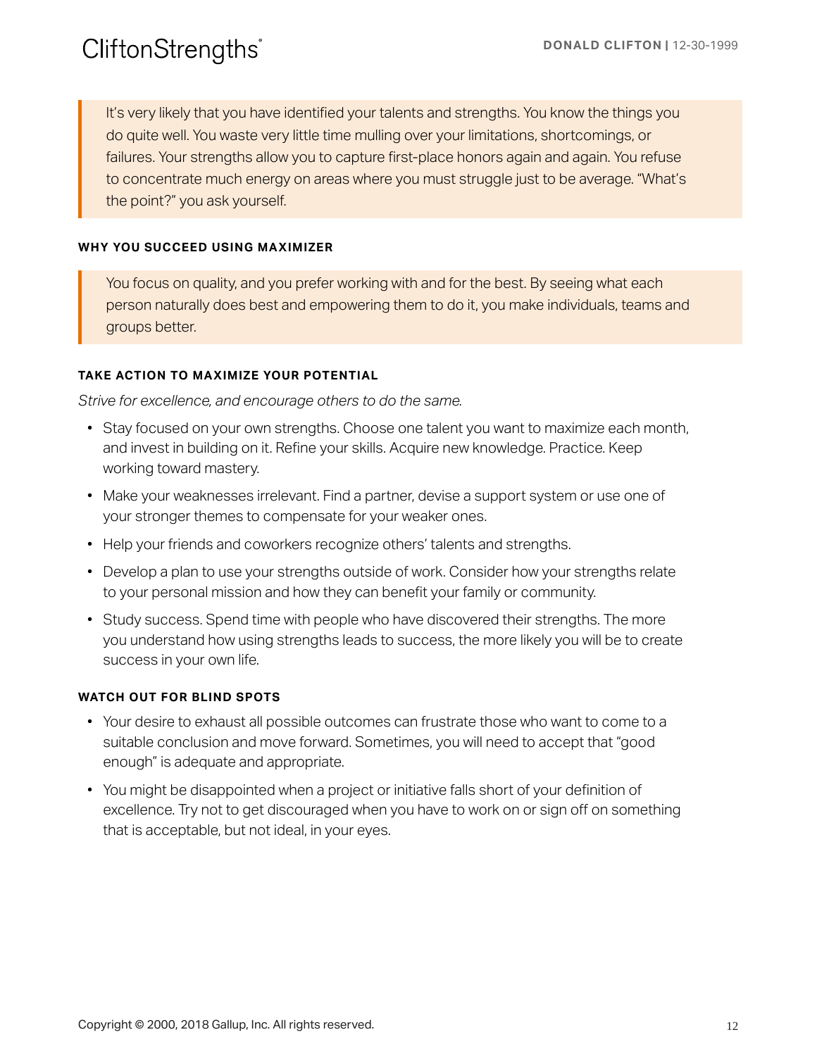It's very likely that you have identified your talents and strengths. You know the things you do quite well. You waste very little time mulling over your limitations, shortcomings, or failures. Your strengths allow you to capture first-place honors again and again. You refuse to concentrate much energy on areas where you must struggle just to be average. "What's the point?" you ask yourself.

### WHY YOU SUCCEED USING MAXIMIZER

You focus on quality, and you prefer working with and for the best. By seeing what each person naturally does best and empowering them to do it, you make individuals, teams and groups better.

### TAKE ACTION TO MAXIMIZE YOUR POTENTIAL

*Strive for excellence, and encourage others to do the same.*

- Stay focused on your own strengths. Choose one talent you want to maximize each month, and invest in building on it. Refine your skills. Acquire new knowledge. Practice. Keep working toward mastery.
- Make your weaknesses irrelevant. Find a partner, devise a support system or use one of your stronger themes to compensate for your weaker ones.
- Help your friends and coworkers recognize others' talents and strengths.
- Develop a plan to use your strengths outside of work. Consider how your strengths relate to your personal mission and how they can benefit your family or community.
- Study success. Spend time with people who have discovered their strengths. The more you understand how using strengths leads to success, the more likely you will be to create success in your own life.

### WATCH OUT FOR BLIND SPOTS

- Your desire to exhaust all possible outcomes can frustrate those who want to come to a suitable conclusion and move forward. Sometimes, you will need to accept that "good enough" is adequate and appropriate.
- You might be disappointed when a project or initiative falls short of your definition of excellence. Try not to get discouraged when you have to work on or sign off on something that is acceptable, but not ideal, in your eyes.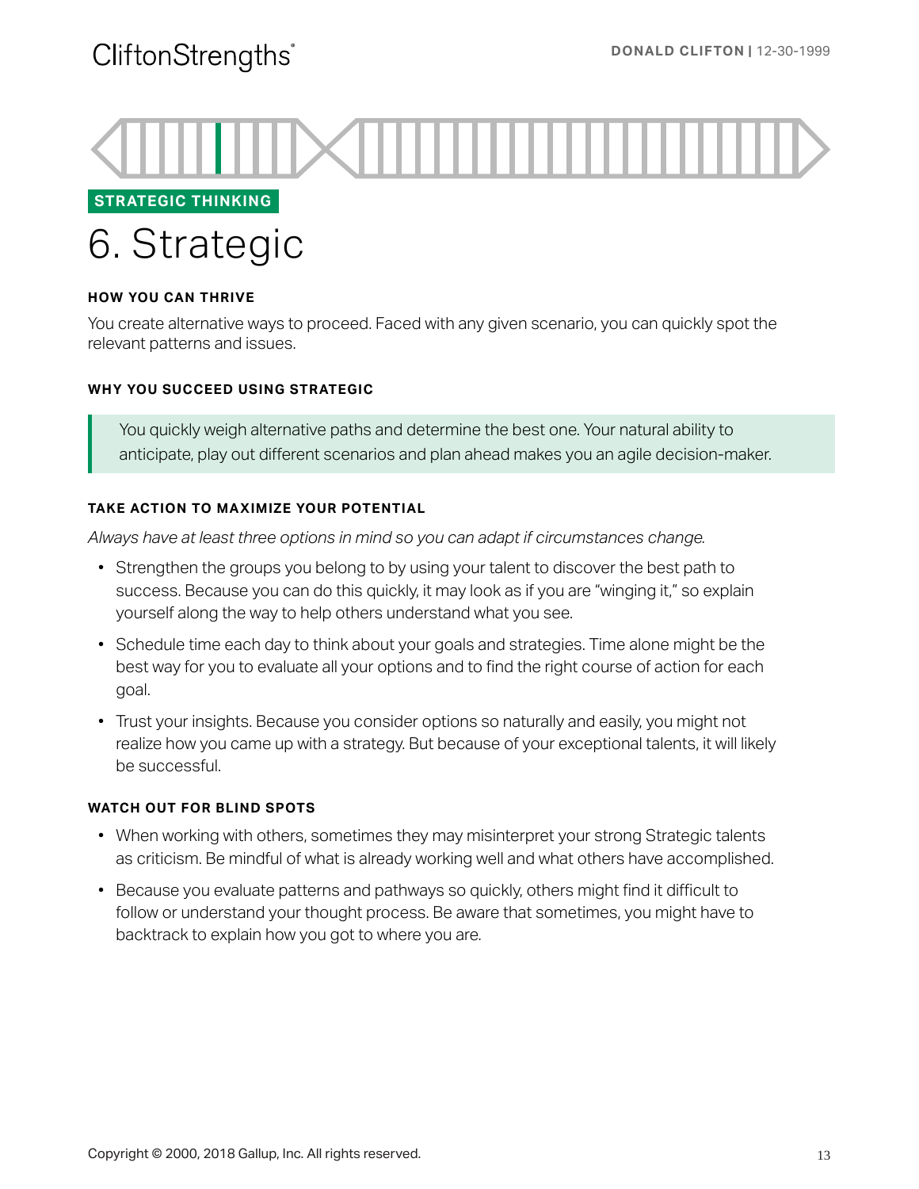STRATEGIC THINKING

# 6. Strategic

#### HOW YOU CAN THRIVE

You create alternative ways to proceed. Faced with any given scenario, you can quickly spot the relevant patterns and issues.

#### WHY YOU SUCCEED USING STRATEGIC

> You quickly weigh alternative paths and determine the best one. Your natural ability to anticipate, play out different scenarios and plan ahead makes you an agile decision-maker.

#### TAKE ACTION TO MAXIMIZE YOUR POTENTIAL

*Always have at least three options in mind so you can adapt if circumstances change.*

- Strengthen the groups you belong to by using your talent to discover the best path to success. Because you can do this quickly, it may look as if you are "winging it," so explain yourself along the way to help others understand what you see.
- Schedule time each day to think about your goals and strategies. Time alone might be the best way for you to evaluate all your options and to find the right course of action for each goal.
- Trust your insights. Because you consider options so naturally and easily, you might not realize how you came up with a strategy. But because of your exceptional talents, it will likely be successful.

#### WATCH OUT FOR BLIND SPOTS

- When working with others, sometimes they may misinterpret your strong Strategic talents as criticism. Be mindful of what is already working well and what others have accomplished.
- Because you evaluate patterns and pathways so quickly, others might find it difficult to follow or understand your thought process. Be aware that sometimes, you might have to backtrack to explain how you got to where you are.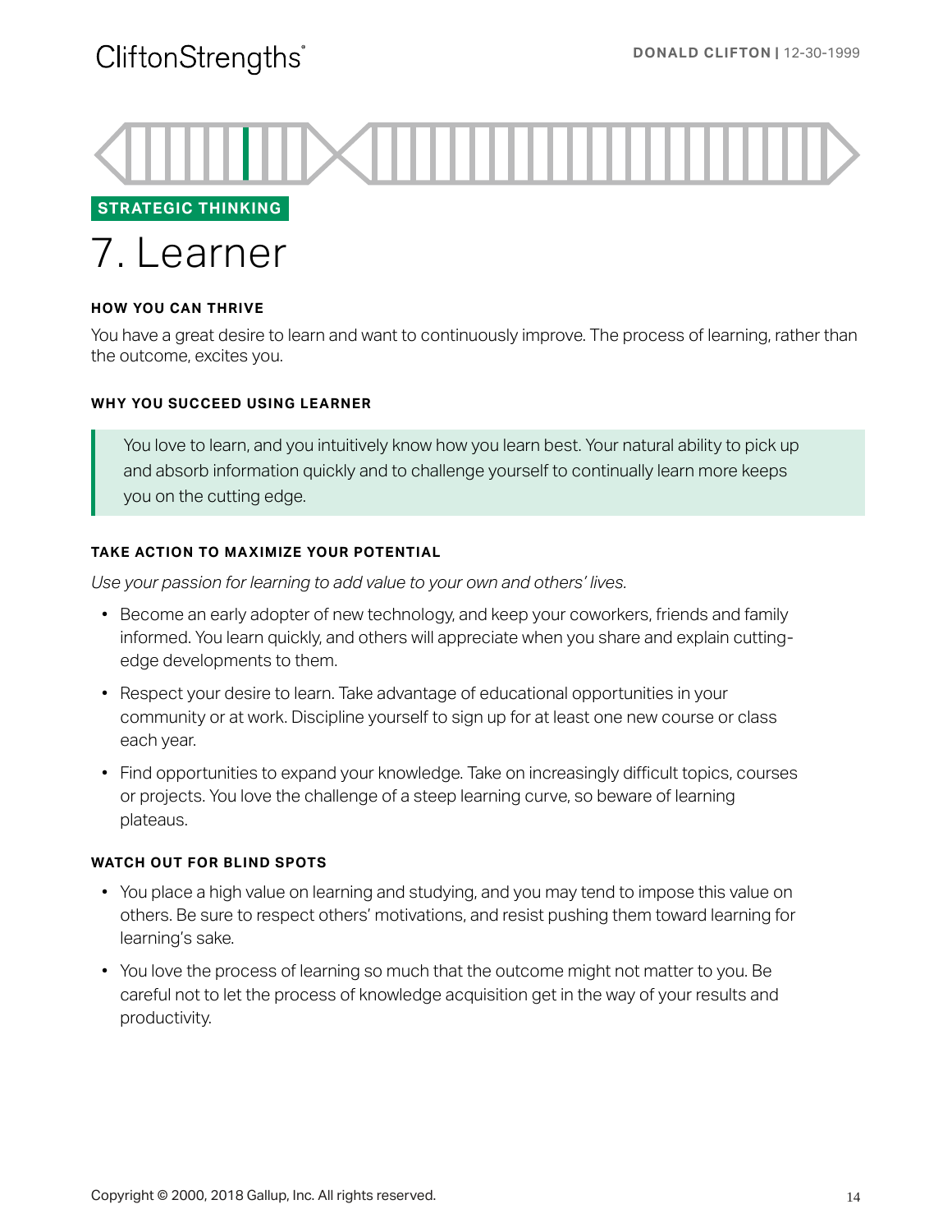STRATEGIC THINKING

# 7. Learner

#### HOW YOU CAN THRIVE

You have a great desire to learn and want to continuously improve. The process of learning, rather than the outcome, excites you.

#### WHY YOU SUCCEED USING LEARNER

> You love to learn, and you intuitively know how you learn best. Your natural ability to pick up and absorb information quickly and to challenge yourself to continually learn more keeps you on the cutting edge.

#### TAKE ACTION TO MAXIMIZE YOUR POTENTIAL

*Use your passion for learning to add value to your own and others' lives.*

- Become an early adopter of new technology, and keep your coworkers, friends and family informed. You learn quickly, and others will appreciate when you share and explain cutting-edge developments to them.
- Respect your desire to learn. Take advantage of educational opportunities in your community or at work. Discipline yourself to sign up for at least one new course or class each year.
- Find opportunities to expand your knowledge. Take on increasingly difficult topics, courses or projects. You love the challenge of a steep learning curve, so beware of learning plateaus.

#### WATCH OUT FOR BLIND SPOTS

- You place a high value on learning and studying, and you may tend to impose this value on others. Be sure to respect others' motivations, and resist pushing them toward learning for learning's sake.
- You love the process of learning so much that the outcome might not matter to you. Be careful not to let the process of knowledge acquisition get in the way of your results and productivity.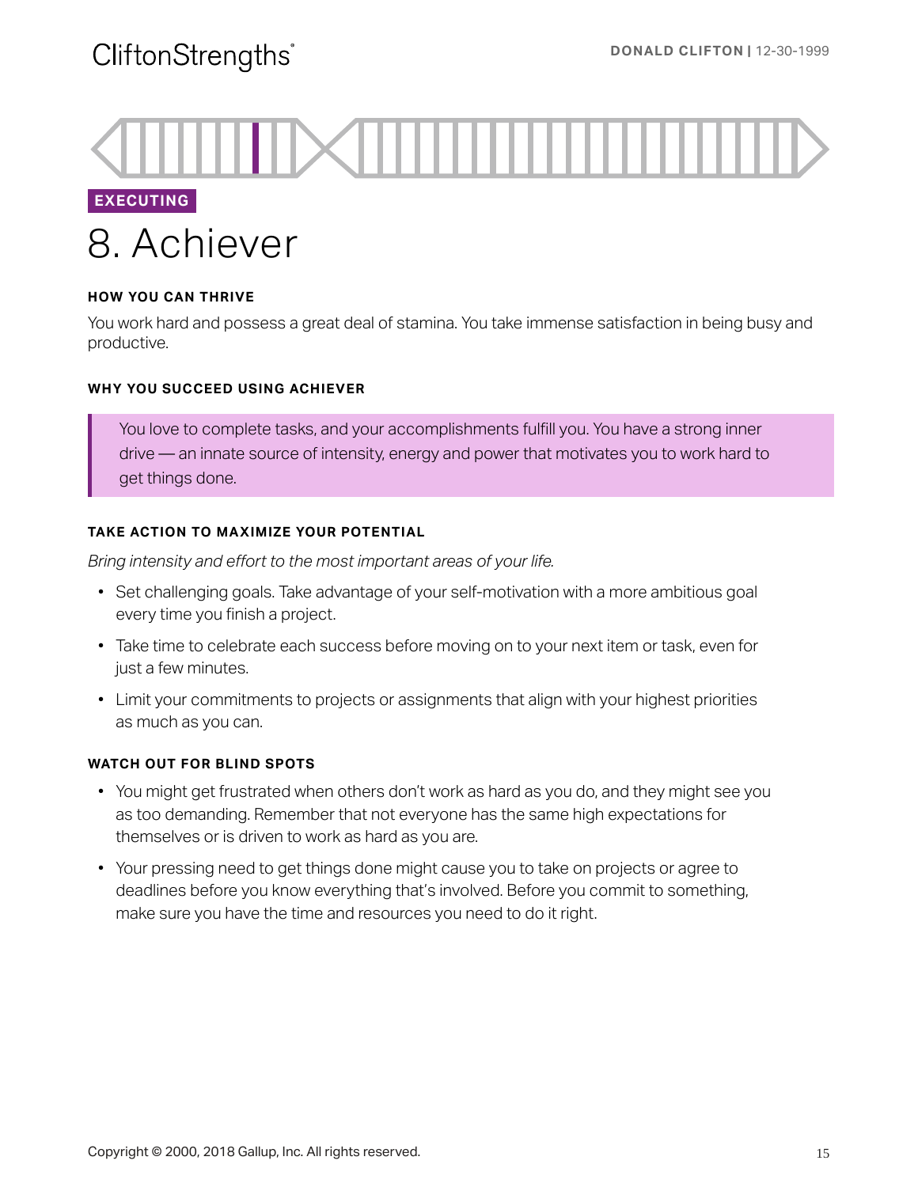EXECUTING

# 8. Achiever

#### HOW YOU CAN THRIVE

You work hard and possess a great deal of stamina. You take immense satisfaction in being busy and productive.

#### WHY YOU SUCCEED USING ACHIEVER

> You love to complete tasks, and your accomplishments fulfill you. You have a strong inner drive — an innate source of intensity, energy and power that motivates you to work hard to get things done.

#### TAKE ACTION TO MAXIMIZE YOUR POTENTIAL

*Bring intensity and effort to the most important areas of your life.*

- Set challenging goals. Take advantage of your self-motivation with a more ambitious goal every time you finish a project.
- Take time to celebrate each success before moving on to your next item or task, even for just a few minutes.
- Limit your commitments to projects or assignments that align with your highest priorities as much as you can.

#### WATCH OUT FOR BLIND SPOTS

- You might get frustrated when others don't work as hard as you do, and they might see you as too demanding. Remember that not everyone has the same high expectations for themselves or is driven to work as hard as you are.
- Your pressing need to get things done might cause you to take on projects or agree to deadlines before you know everything that's involved. Before you commit to something, make sure you have the time and resources you need to do it right.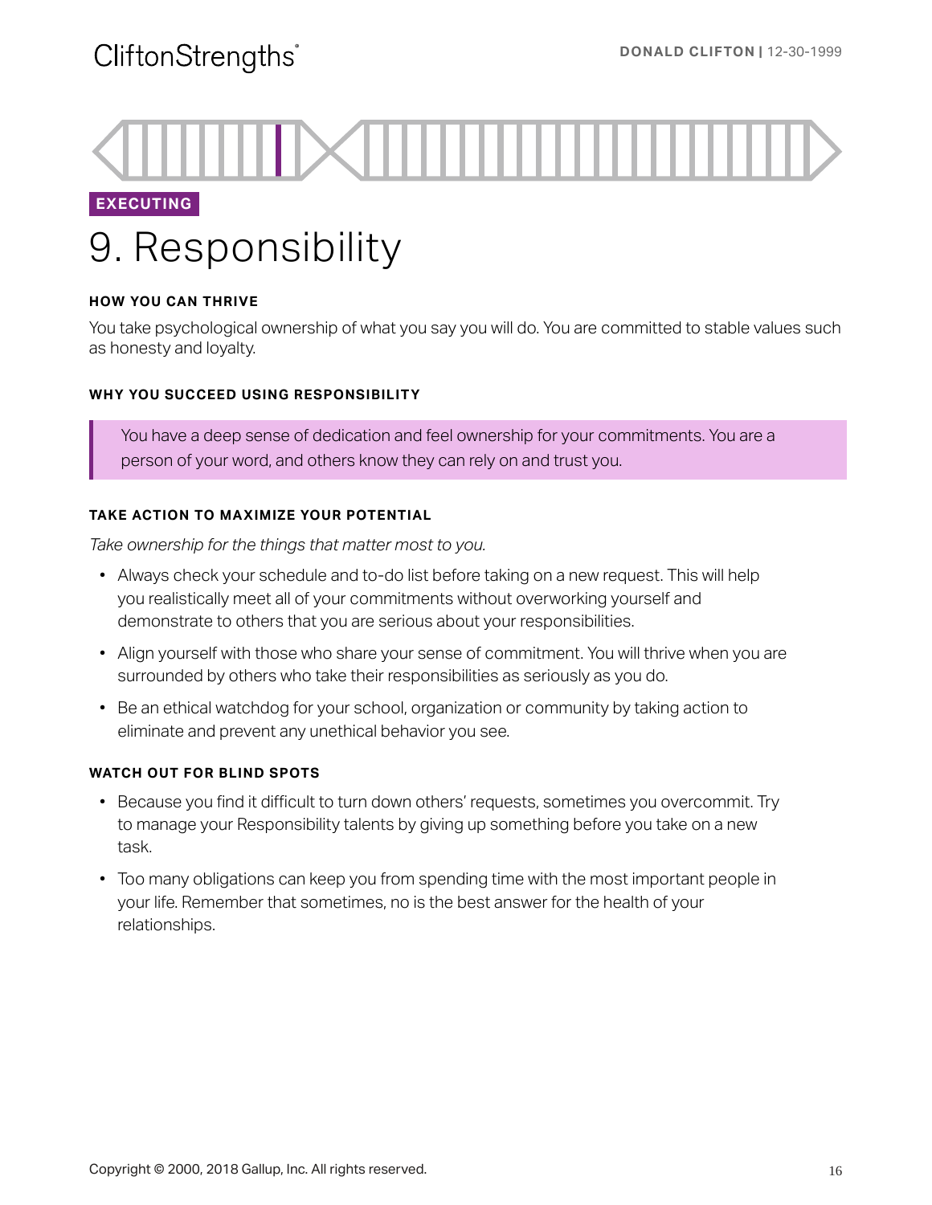EXECUTING

# 9. Responsibility

#### HOW YOU CAN THRIVE

You take psychological ownership of what you say you will do. You are committed to stable values such as honesty and loyalty.

#### WHY YOU SUCCEED USING RESPONSIBILITY

> You have a deep sense of dedication and feel ownership for your commitments. You are a person of your word, and others know they can rely on and trust you.

#### TAKE ACTION TO MAXIMIZE YOUR POTENTIAL

*Take ownership for the things that matter most to you.*

- Always check your schedule and to-do list before taking on a new request. This will help you realistically meet all of your commitments without overworking yourself and demonstrate to others that you are serious about your responsibilities.
- Align yourself with those who share your sense of commitment. You will thrive when you are surrounded by others who take their responsibilities as seriously as you do.
- Be an ethical watchdog for your school, organization or community by taking action to eliminate and prevent any unethical behavior you see.

#### WATCH OUT FOR BLIND SPOTS

- Because you find it difficult to turn down others' requests, sometimes you overcommit. Try to manage your Responsibility talents by giving up something before you take on a new task.
- Too many obligations can keep you from spending time with the most important people in your life. Remember that sometimes, no is the best answer for the health of your relationships.

Copyright © 2000, 2018 Gallup, Inc. All rights reserved.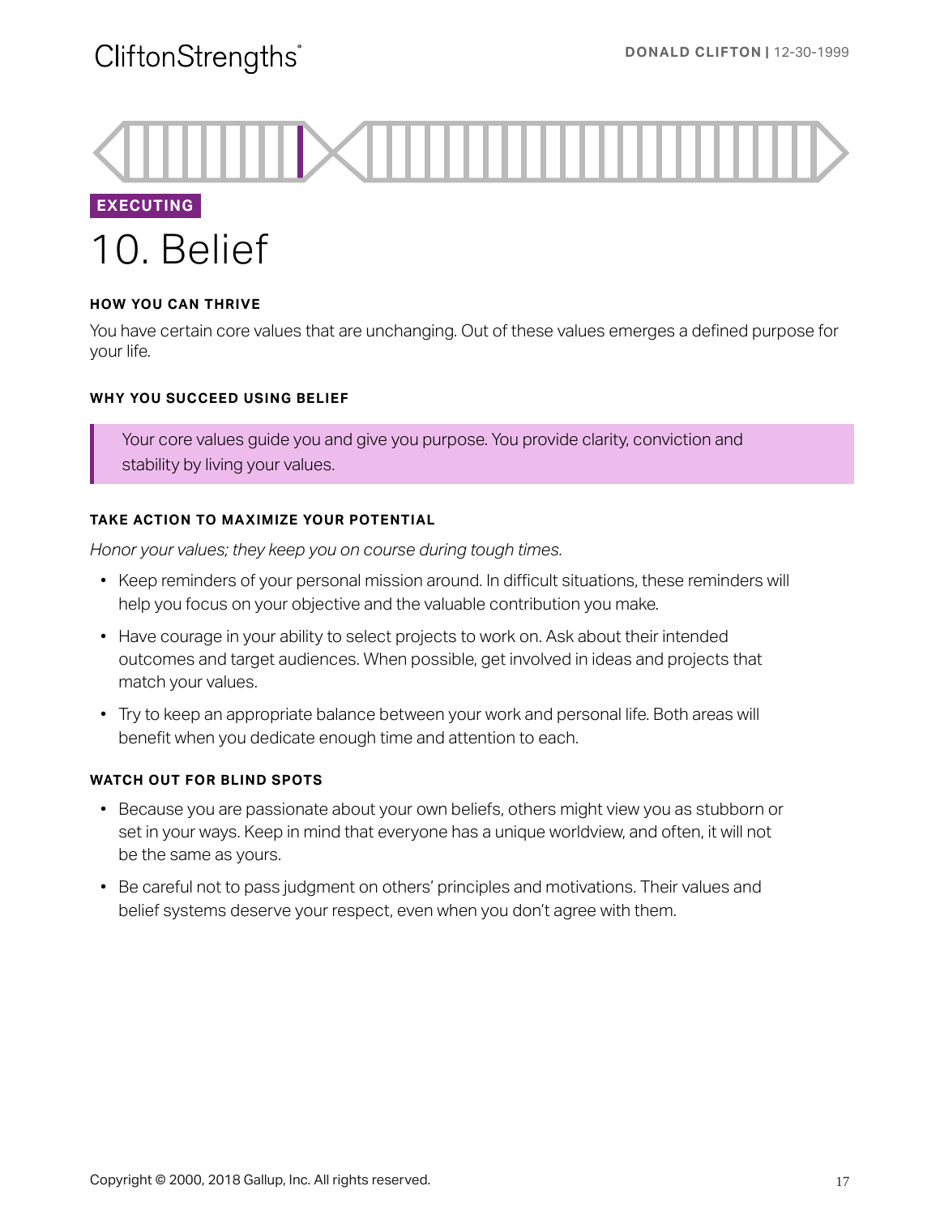EXECUTING

# 10. Belief

#### HOW YOU CAN THRIVE

You have certain core values that are unchanging. Out of these values emerges a defined purpose for your life.

#### WHY YOU SUCCEED USING BELIEF

> Your core values guide you and give you purpose. You provide clarity, conviction and stability by living your values.

#### TAKE ACTION TO MAXIMIZE YOUR POTENTIAL

*Honor your values; they keep you on course during tough times.*

- Keep reminders of your personal mission around. In difficult situations, these reminders will help you focus on your objective and the valuable contribution you make.
- Have courage in your ability to select projects to work on. Ask about their intended outcomes and target audiences. When possible, get involved in ideas and projects that match your values.
- Try to keep an appropriate balance between your work and personal life. Both areas will benefit when you dedicate enough time and attention to each.

#### WATCH OUT FOR BLIND SPOTS

- Because you are passionate about your own beliefs, others might view you as stubborn or set in your ways. Keep in mind that everyone has a unique worldview, and often, it will not be the same as yours.
- Be careful not to pass judgment on others' principles and motivations. Their values and belief systems deserve your respect, even when you don't agree with them.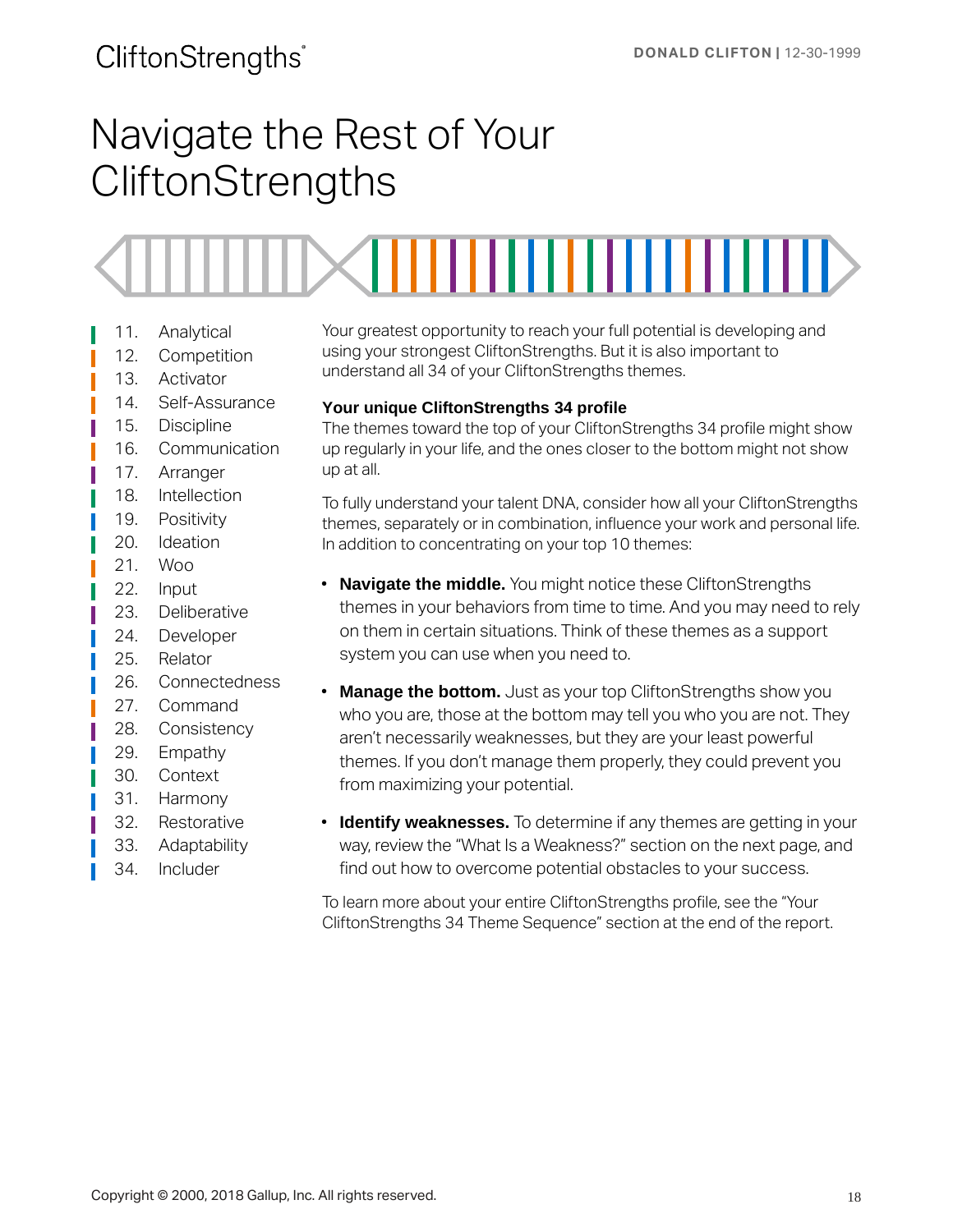# Navigate the Rest of Your CliftonStrengths

11. Analytical
12. Competition
13. Activator
14. Self-Assurance
15. Discipline
16. Communication
17. Arranger
18. Intellection
19. Positivity
20. Ideation
21. Woo
22. Input
23. Deliberative
24. Developer
25. Relator
26. Connectedness
27. Command
28. Consistency
29. Empathy
30. Context
31. Harmony
32. Restorative
33. Adaptability
34. Includer

Your greatest opportunity to reach your full potential is developing and using your strongest CliftonStrengths. But it is also important to understand all 34 of your CliftonStrengths themes.

**Your unique CliftonStrengths 34 profile**

The themes toward the top of your CliftonStrengths 34 profile might show up regularly in your life, and the ones closer to the bottom might not show up at all.

To fully understand your talent DNA, consider how all your CliftonStrengths themes, separately or in combination, influence your work and personal life. In addition to concentrating on your top 10 themes:

- **Navigate the middle.** You might notice these CliftonStrengths themes in your behaviors from time to time. And you may need to rely on them in certain situations. Think of these themes as a support system you can use when you need to.
- **Manage the bottom.** Just as your top CliftonStrengths show you who you are, those at the bottom may tell you who you are not. They aren't necessarily weaknesses, but they are your least powerful themes. If you don't manage them properly, they could prevent you from maximizing your potential.
- **Identify weaknesses.** To determine if any themes are getting in your way, review the "What Is a Weakness?" section on the next page, and find out how to overcome potential obstacles to your success.

To learn more about your entire CliftonStrengths profile, see the "Your CliftonStrengths 34 Theme Sequence" section at the end of the report.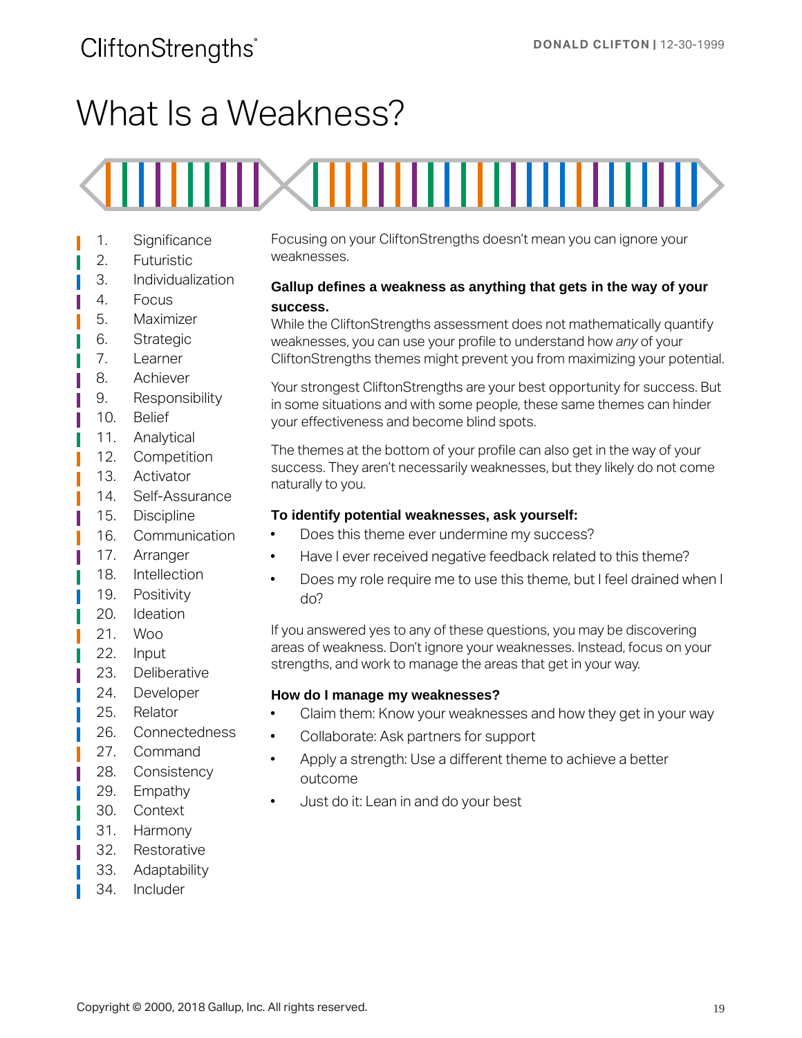# What Is a Weakness?

1. Significance
2. Futuristic
3. Individualization
4. Focus
5. Maximizer
6. Strategic
7. Learner
8. Achiever
9. Responsibility
10. Belief
11. Analytical
12. Competition
13. Activator
14. Self-Assurance
15. Discipline
16. Communication
17. Arranger
18. Intellection
19. Positivity
20. Ideation
21. Woo
22. Input
23. Deliberative
24. Developer
25. Relator
26. Connectedness
27. Command
28. Consistency
29. Empathy
30. Context
31. Harmony
32. Restorative
33. Adaptability
34. Includer

Focusing on your CliftonStrengths doesn't mean you can ignore your weaknesses.

**Gallup defines a weakness as anything that gets in the way of your success.**

While the CliftonStrengths assessment does not mathematically quantify weaknesses, you can use your profile to understand how *any* of your CliftonStrengths themes might prevent you from maximizing your potential.

Your strongest CliftonStrengths are your best opportunity for success. But in some situations and with some people, these same themes can hinder your effectiveness and become blind spots.

The themes at the bottom of your profile can also get in the way of your success. They aren't necessarily weaknesses, but they likely do not come naturally to you.

**To identify potential weaknesses, ask yourself:**

- Does this theme ever undermine my success?
- Have I ever received negative feedback related to this theme?
- Does my role require me to use this theme, but I feel drained when I do?

If you answered yes to any of these questions, you may be discovering areas of weakness. Don't ignore your weaknesses. Instead, focus on your strengths, and work to manage the areas that get in your way.

**How do I manage my weaknesses?**

- Claim them: Know your weaknesses and how they get in your way
- Collaborate: Ask partners for support
- Apply a strength: Use a different theme to achieve a better outcome
- Just do it: Lean in and do your best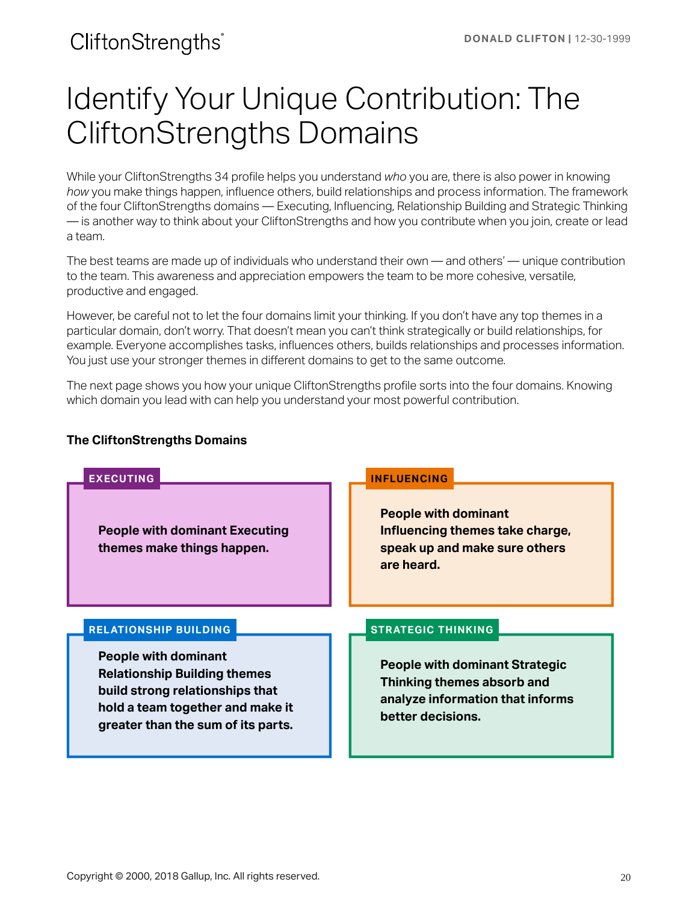# Identify Your Unique Contribution: The CliftonStrengths Domains

While your CliftonStrengths 34 profile helps you understand *who* you are, there is also power in knowing *how* you make things happen, influence others, build relationships and process information. The framework of the four CliftonStrengths domains — Executing, Influencing, Relationship Building and Strategic Thinking — is another way to think about your CliftonStrengths and how you contribute when you join, create or lead a team.

The best teams are made up of individuals who understand their own — and others' — unique contribution to the team. This awareness and appreciation empowers the team to be more cohesive, versatile, productive and engaged.

However, be careful not to let the four domains limit your thinking. If you don't have any top themes in a particular domain, don't worry. That doesn't mean you can't think strategically or build relationships, for example. Everyone accomplishes tasks, influences others, builds relationships and processes information. You just use your stronger themes in different domains to get to the same outcome.

The next page shows you how your unique CliftonStrengths profile sorts into the four domains. Knowing which domain you lead with can help you understand your most powerful contribution.

**The CliftonStrengths Domains**

**EXECUTING**

**People with dominant Executing themes make things happen.**

**INFLUENCING**

**People with dominant Influencing themes take charge, speak up and make sure others are heard.**

**RELATIONSHIP BUILDING**

**People with dominant Relationship Building themes build strong relationships that hold a team together and make it greater than the sum of its parts.**

**STRATEGIC THINKING**

**People with dominant Strategic Thinking themes absorb and analyze information that informs better decisions.**

Copyright © 2000, 2018 Gallup, Inc. All rights reserved.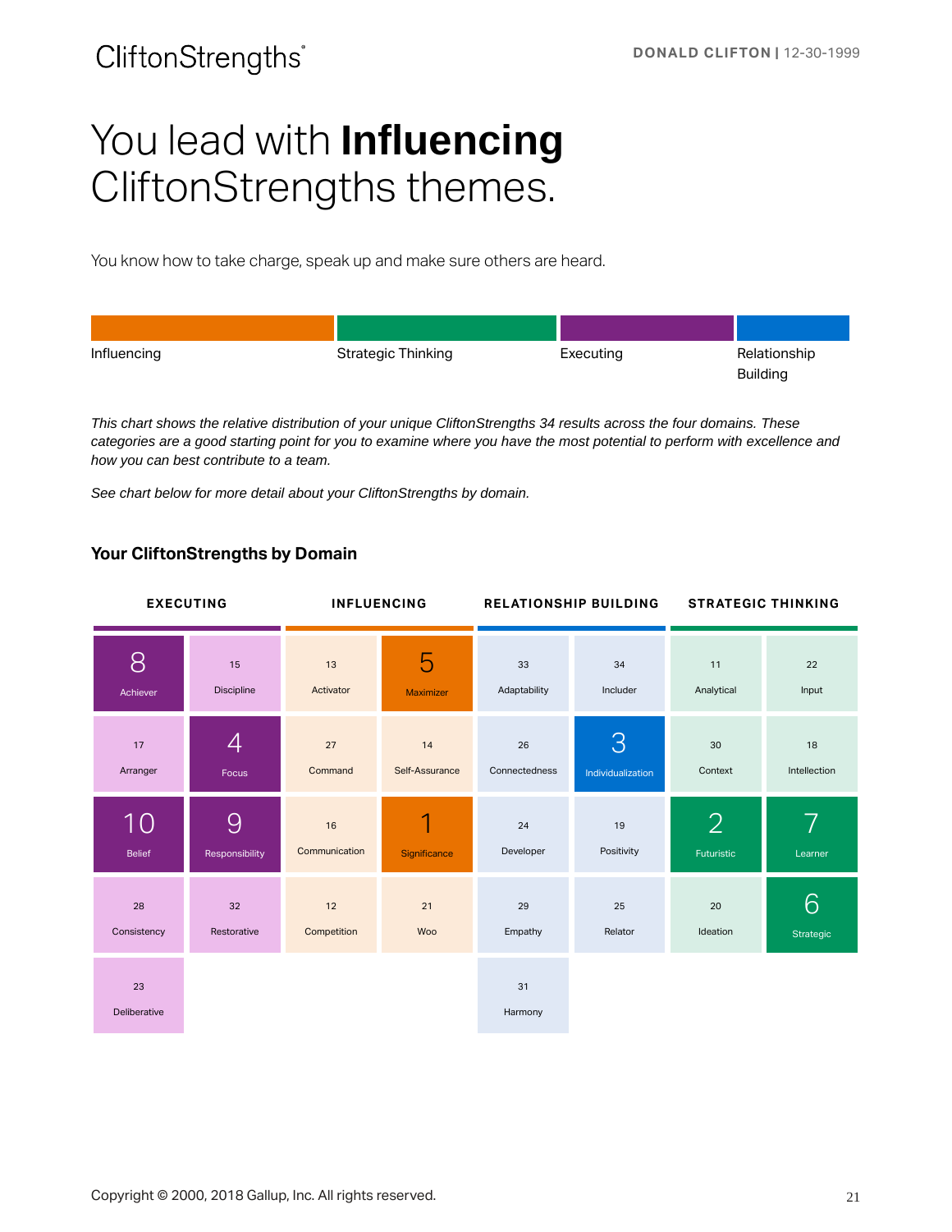# You lead with **Influencing** CliftonStrengths themes.

You know how to take charge, speak up and make sure others are heard.

| Influencing | Strategic Thinking | Executing | Relationship Building |
|---|---|---|---|

*This chart shows the relative distribution of your unique CliftonStrengths 34 results across the four domains. These categories are a good starting point for you to examine where you have the most potential to perform with excellence and how you can best contribute to a team.*

*See chart below for more detail about your CliftonStrengths by domain.*

## Your CliftonStrengths by Domain

| EXECUTING | | INFLUENCING | | RELATIONSHIP BUILDING | | STRATEGIC THINKING | |
|---|---|---|---|---|---|---|---|
| 8 Achiever | 15 Discipline | 13 Activator | 5 Maximizer | 33 Adaptability | 34 Includer | 11 Analytical | 22 Input |
| 17 Arranger | 4 Focus | 27 Command | 14 Self-Assurance | 26 Connectedness | 3 Individualization | 30 Context | 18 Intellection |
| 10 Belief | 9 Responsibility | 16 Communication | 1 Significance | 24 Developer | 19 Positivity | 2 Futuristic | 7 Learner |
| 28 Consistency | 32 Restorative | 12 Competition | 21 Woo | 29 Empathy | 25 Relator | 20 Ideation | 6 Strategic |
| 23 Deliberative | | | | 31 Harmony | | | |

Copyright © 2000, 2018 Gallup, Inc. All rights reserved.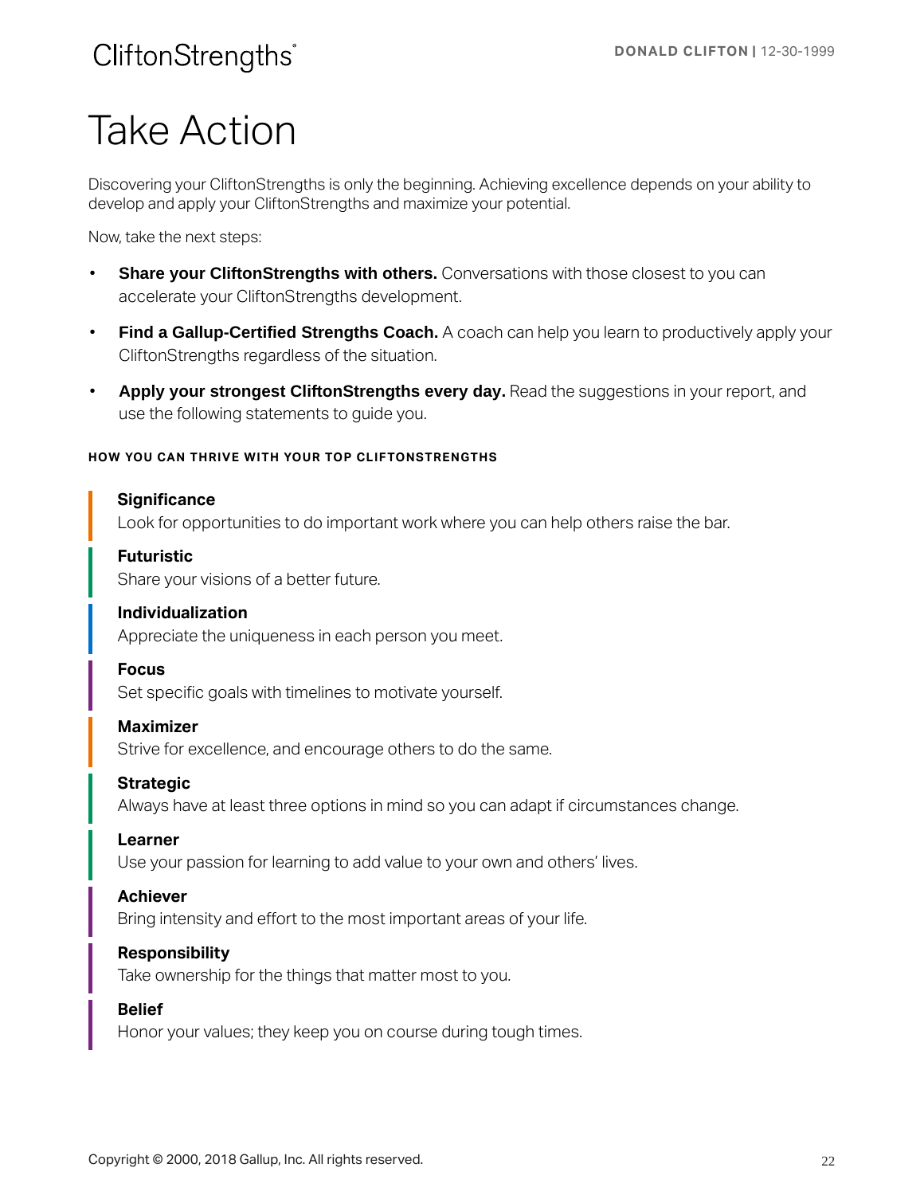# Take Action

Discovering your CliftonStrengths is only the beginning. Achieving excellence depends on your ability to develop and apply your CliftonStrengths and maximize your potential.

Now, take the next steps:

- **Share your CliftonStrengths with others.** Conversations with those closest to you can accelerate your CliftonStrengths development.
- **Find a Gallup-Certified Strengths Coach.** A coach can help you learn to productively apply your CliftonStrengths regardless of the situation.
- **Apply your strongest CliftonStrengths every day.** Read the suggestions in your report, and use the following statements to guide you.

#### HOW YOU CAN THRIVE WITH YOUR TOP CLIFTONSTRENGTHS

**Significance**
Look for opportunities to do important work where you can help others raise the bar.

**Futuristic**
Share your visions of a better future.

**Individualization**
Appreciate the uniqueness in each person you meet.

**Focus**
Set specific goals with timelines to motivate yourself.

**Maximizer**
Strive for excellence, and encourage others to do the same.

**Strategic**
Always have at least three options in mind so you can adapt if circumstances change.

**Learner**
Use your passion for learning to add value to your own and others' lives.

**Achiever**
Bring intensity and effort to the most important areas of your life.

**Responsibility**
Take ownership for the things that matter most to you.

**Belief**
Honor your values; they keep you on course during tough times.

Copyright © 2000, 2018 Gallup, Inc. All rights reserved.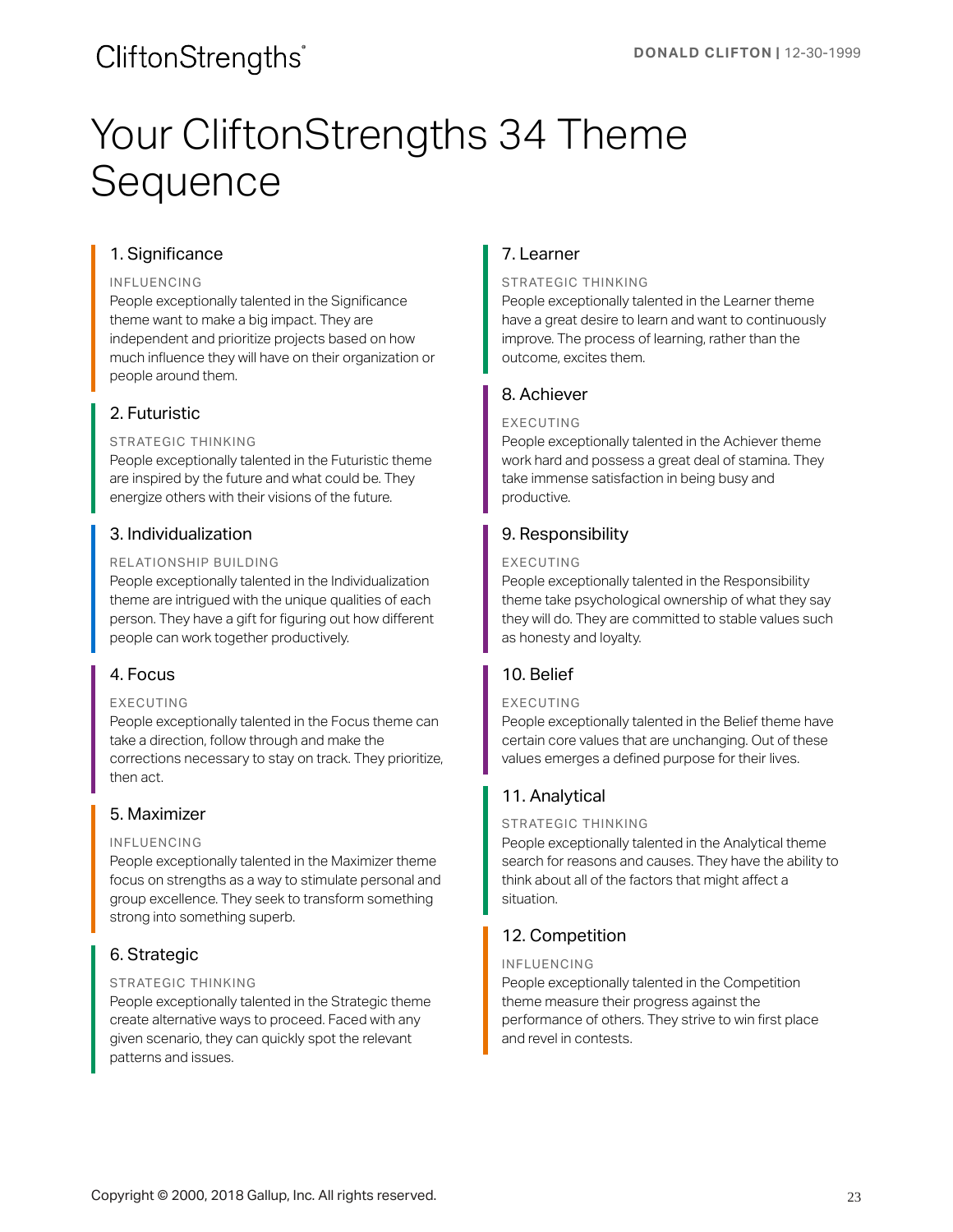# Your CliftonStrengths 34 Theme Sequence

## 1. Significance

INFLUENCING

People exceptionally talented in the Significance theme want to make a big impact. They are independent and prioritize projects based on how much influence they will have on their organization or people around them.

## 2. Futuristic

STRATEGIC THINKING

People exceptionally talented in the Futuristic theme are inspired by the future and what could be. They energize others with their visions of the future.

## 3. Individualization

RELATIONSHIP BUILDING

People exceptionally talented in the Individualization theme are intrigued with the unique qualities of each person. They have a gift for figuring out how different people can work together productively.

## 4. Focus

EXECUTING

People exceptionally talented in the Focus theme can take a direction, follow through and make the corrections necessary to stay on track. They prioritize, then act.

## 5. Maximizer

INFLUENCING

People exceptionally talented in the Maximizer theme focus on strengths as a way to stimulate personal and group excellence. They seek to transform something strong into something superb.

## 6. Strategic

STRATEGIC THINKING

People exceptionally talented in the Strategic theme create alternative ways to proceed. Faced with any given scenario, they can quickly spot the relevant patterns and issues.

## 7. Learner

STRATEGIC THINKING

People exceptionally talented in the Learner theme have a great desire to learn and want to continuously improve. The process of learning, rather than the outcome, excites them.

## 8. Achiever

EXECUTING

People exceptionally talented in the Achiever theme work hard and possess a great deal of stamina. They take immense satisfaction in being busy and productive.

## 9. Responsibility

EXECUTING

People exceptionally talented in the Responsibility theme take psychological ownership of what they say they will do. They are committed to stable values such as honesty and loyalty.

## 10. Belief

EXECUTING

People exceptionally talented in the Belief theme have certain core values that are unchanging. Out of these values emerges a defined purpose for their lives.

## 11. Analytical

STRATEGIC THINKING

People exceptionally talented in the Analytical theme search for reasons and causes. They have the ability to think about all of the factors that might affect a situation.

## 12. Competition

INFLUENCING

People exceptionally talented in the Competition theme measure their progress against the performance of others. They strive to win first place and revel in contests.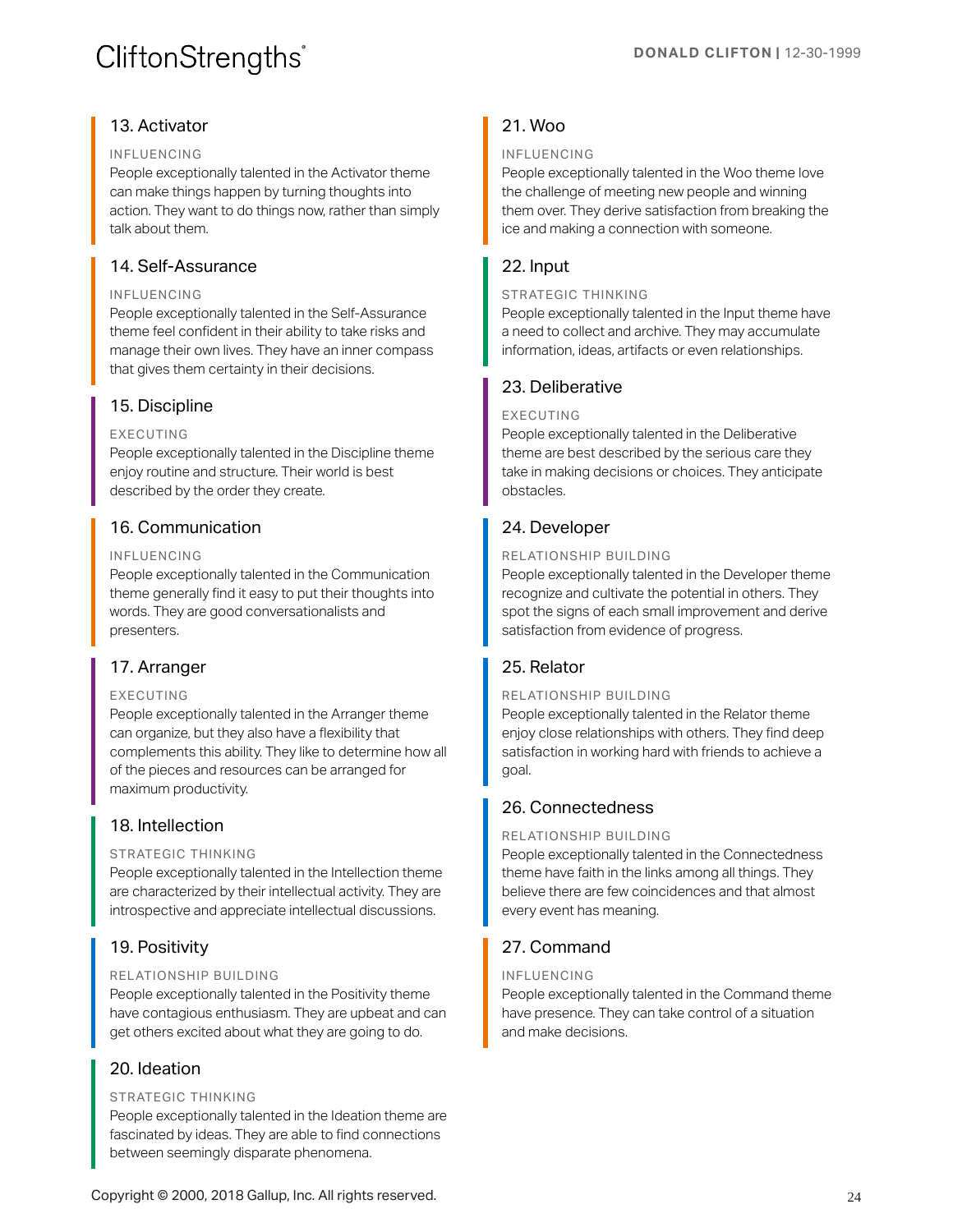## 13. Activator

INFLUENCING

People exceptionally talented in the Activator theme can make things happen by turning thoughts into action. They want to do things now, rather than simply talk about them.

## 14. Self-Assurance

INFLUENCING

People exceptionally talented in the Self-Assurance theme feel confident in their ability to take risks and manage their own lives. They have an inner compass that gives them certainty in their decisions.

## 15. Discipline

EXECUTING

People exceptionally talented in the Discipline theme enjoy routine and structure. Their world is best described by the order they create.

## 16. Communication

INFLUENCING

People exceptionally talented in the Communication theme generally find it easy to put their thoughts into words. They are good conversationalists and presenters.

## 17. Arranger

EXECUTING

People exceptionally talented in the Arranger theme can organize, but they also have a flexibility that complements this ability. They like to determine how all of the pieces and resources can be arranged for maximum productivity.

## 18. Intellection

STRATEGIC THINKING

People exceptionally talented in the Intellection theme are characterized by their intellectual activity. They are introspective and appreciate intellectual discussions.

## 19. Positivity

RELATIONSHIP BUILDING

People exceptionally talented in the Positivity theme have contagious enthusiasm. They are upbeat and can get others excited about what they are going to do.

## 20. Ideation

STRATEGIC THINKING

People exceptionally talented in the Ideation theme are fascinated by ideas. They are able to find connections between seemingly disparate phenomena.

## 21. Woo

INFLUENCING

People exceptionally talented in the Woo theme love the challenge of meeting new people and winning them over. They derive satisfaction from breaking the ice and making a connection with someone.

## 22. Input

STRATEGIC THINKING

People exceptionally talented in the Input theme have a need to collect and archive. They may accumulate information, ideas, artifacts or even relationships.

## 23. Deliberative

EXECUTING

People exceptionally talented in the Deliberative theme are best described by the serious care they take in making decisions or choices. They anticipate obstacles.

## 24. Developer

RELATIONSHIP BUILDING

People exceptionally talented in the Developer theme recognize and cultivate the potential in others. They spot the signs of each small improvement and derive satisfaction from evidence of progress.

## 25. Relator

RELATIONSHIP BUILDING

People exceptionally talented in the Relator theme enjoy close relationships with others. They find deep satisfaction in working hard with friends to achieve a goal.

## 26. Connectedness

RELATIONSHIP BUILDING

People exceptionally talented in the Connectedness theme have faith in the links among all things. They believe there are few coincidences and that almost every event has meaning.

## 27. Command

INFLUENCING

People exceptionally talented in the Command theme have presence. They can take control of a situation and make decisions.

Copyright © 2000, 2018 Gallup, Inc. All rights reserved.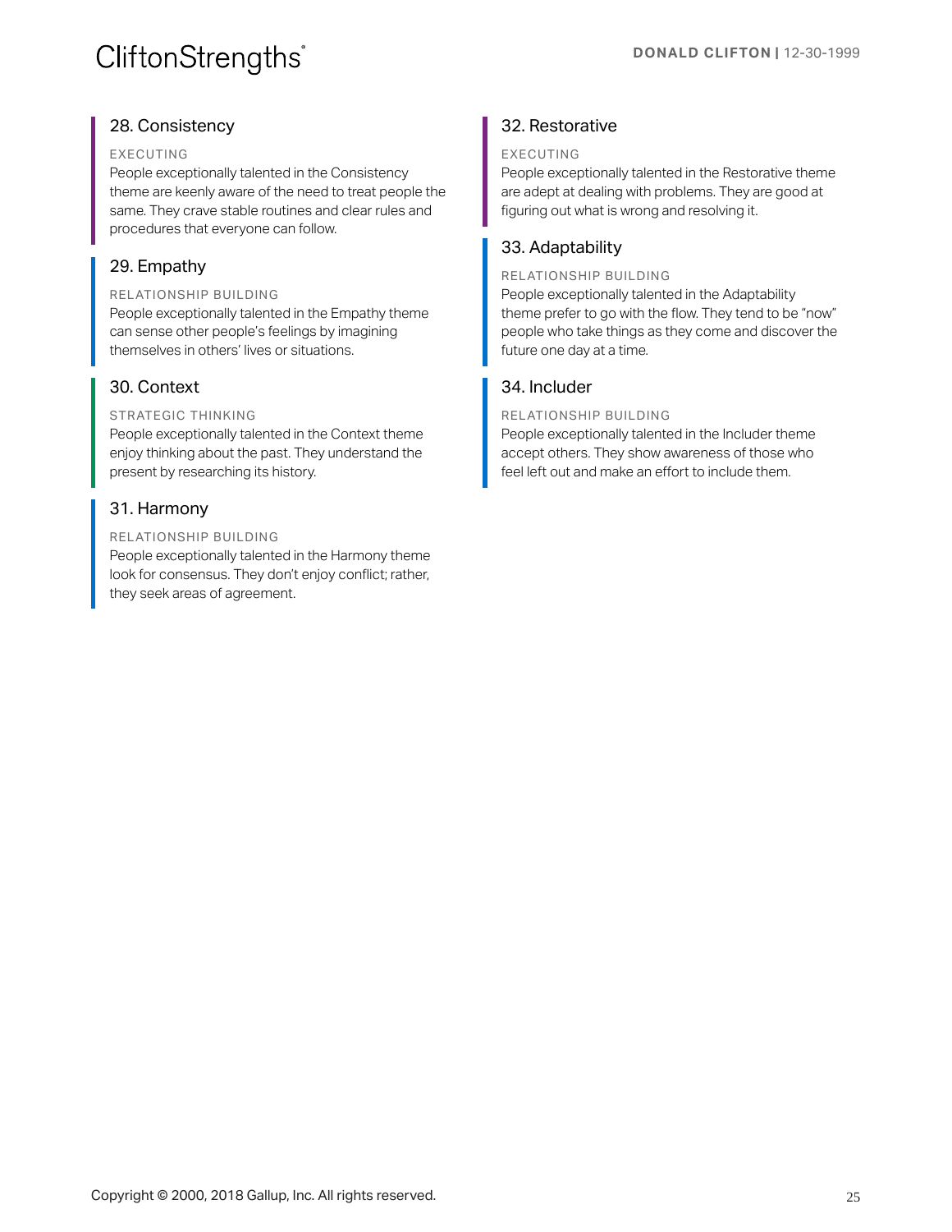## 28. Consistency

EXECUTING

People exceptionally talented in the Consistency theme are keenly aware of the need to treat people the same. They crave stable routines and clear rules and procedures that everyone can follow.

## 29. Empathy

RELATIONSHIP BUILDING

People exceptionally talented in the Empathy theme can sense other people's feelings by imagining themselves in others' lives or situations.

## 30. Context

STRATEGIC THINKING

People exceptionally talented in the Context theme enjoy thinking about the past. They understand the present by researching its history.

## 31. Harmony

RELATIONSHIP BUILDING

People exceptionally talented in the Harmony theme look for consensus. They don't enjoy conflict; rather, they seek areas of agreement.

## 32. Restorative

EXECUTING

People exceptionally talented in the Restorative theme are adept at dealing with problems. They are good at figuring out what is wrong and resolving it.

## 33. Adaptability

RELATIONSHIP BUILDING

People exceptionally talented in the Adaptability theme prefer to go with the flow. They tend to be "now" people who take things as they come and discover the future one day at a time.

## 34. Includer

RELATIONSHIP BUILDING

People exceptionally talented in the Includer theme accept others. They show awareness of those who feel left out and make an effort to include them.

Copyright © 2000, 2018 Gallup, Inc. All rights reserved.